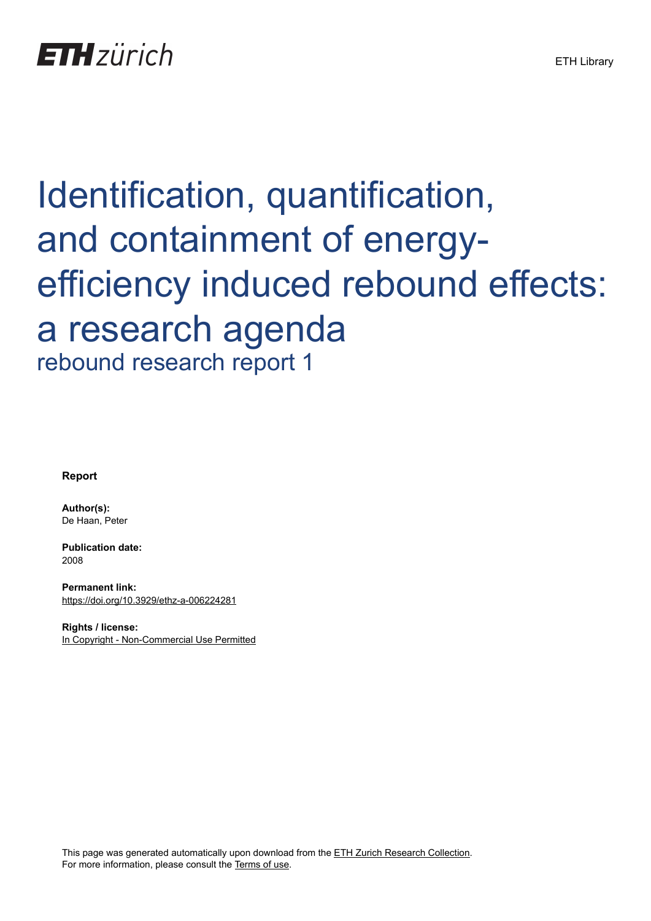# Identification, quantification, and containment of energy-efficiency induced rebound effects: a research agenda

## rebound research report 1

**Report**

**Author(s):**
De Haan, Peter

**Publication date:**
2008

**Permanent link:**
https://doi.org/10.3929/ethz-a-006224281

**Rights / license:**
In Copyright - Non-Commercial Use Permitted

This page was generated automatically upon download from the ETH Zurich Research Collection.
For more information, please consult the Terms of use.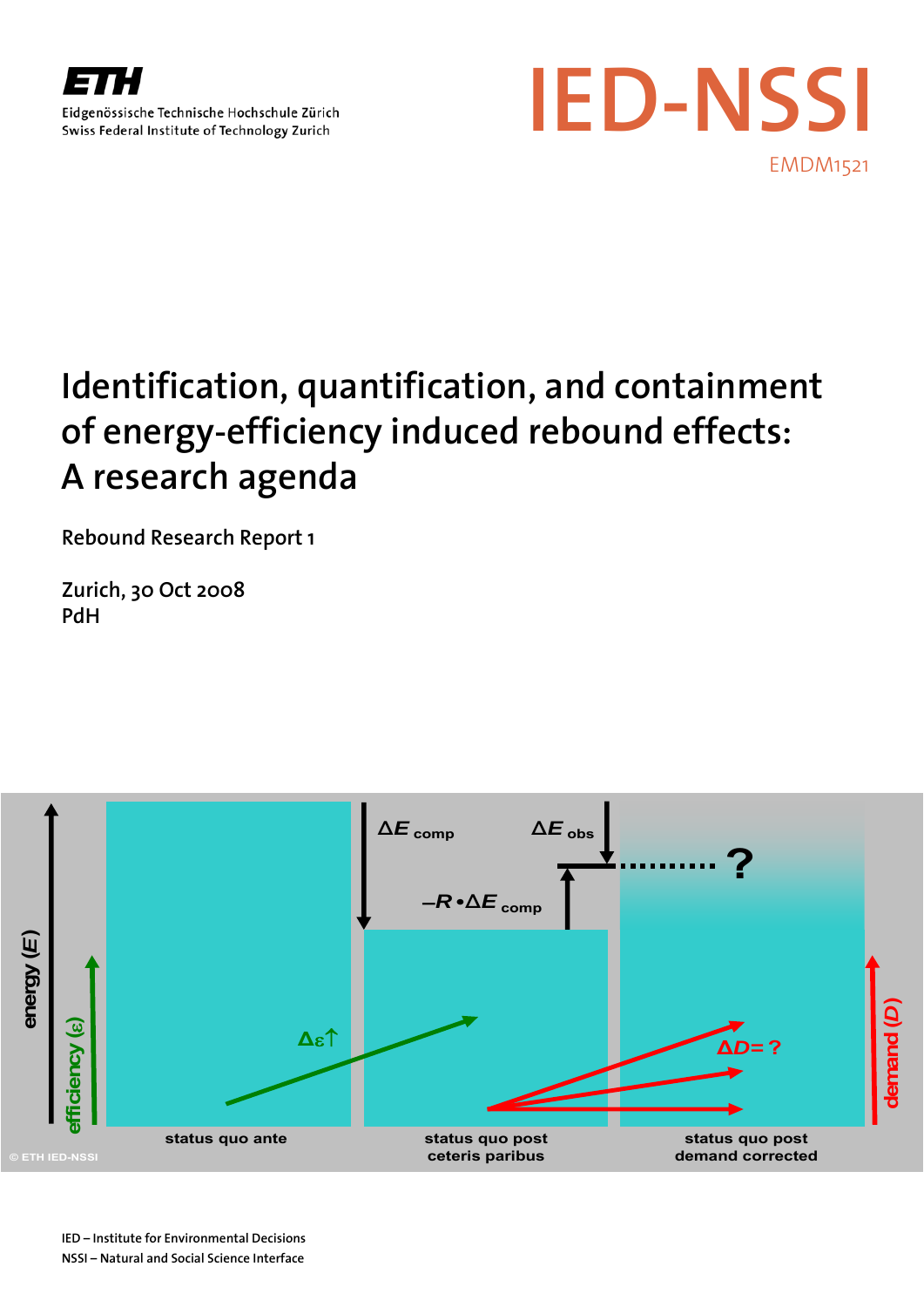ETH

Eidgenössische Technische Hochschule Zürich
Swiss Federal Institute of Technology Zurich

IED-NSSI

EMDM1521

# Identification, quantification, and containment of energy-efficiency induced rebound effects: A research agenda

Rebound Research Report 1

Zurich, 30 Oct 2008
PdH

IED – Institute for Environmental Decisions
NSSI – Natural and Social Science Interface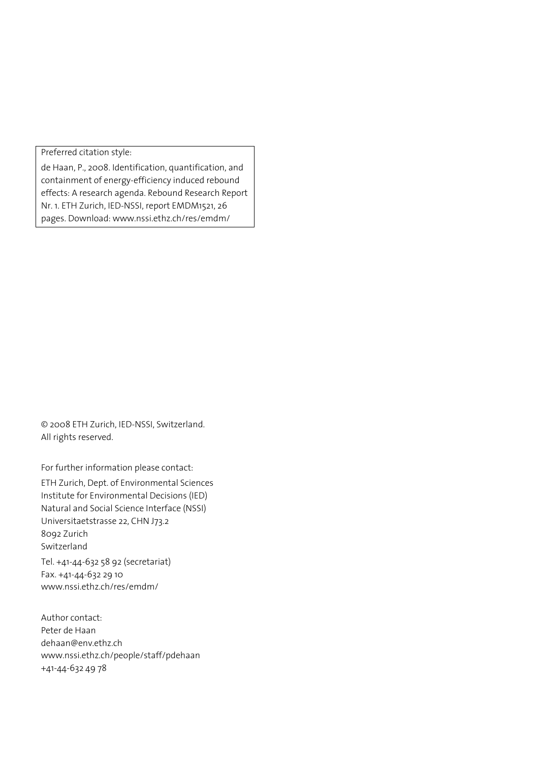Preferred citation style:

de Haan, P., 2008. Identification, quantification, and containment of energy-efficiency induced rebound effects: A research agenda. Rebound Research Report Nr. 1. ETH Zurich, IED-NSSI, report EMDM1521, 26 pages. Download: www.nssi.ethz.ch/res/emdm/

© 2008 ETH Zurich, IED-NSSI, Switzerland.
All rights reserved.

For further information please contact:

ETH Zurich, Dept. of Environmental Sciences
Institute for Environmental Decisions (IED)
Natural and Social Science Interface (NSSI)
Universitaetstrasse 22, CHN J73.2
8092 Zurich
Switzerland

Tel. +41-44-632 58 92 (secretariat)
Fax. +41-44-632 29 10
www.nssi.ethz.ch/res/emdm/

Author contact:
Peter de Haan
dehaan@env.ethz.ch
www.nssi.ethz.ch/people/staff/pdehaan
+41-44-632 49 78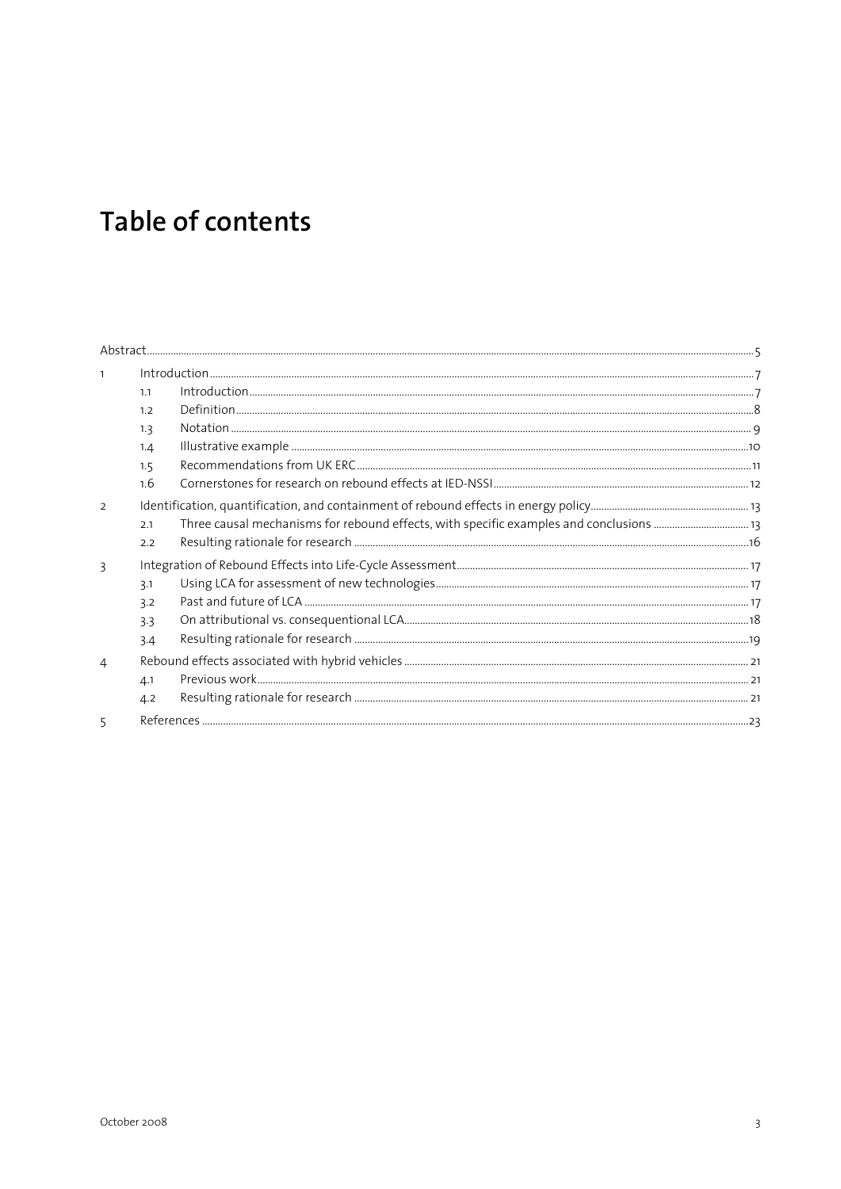# Table of contents

| | | | |
|---|---|---|---|
| Abstract | | | 5 |
| 1 | Introduction | | 7 |
| | 1.1 | Introduction | 7 |
| | 1.2 | Definition | 8 |
| | 1.3 | Notation | 9 |
| | 1.4 | Illustrative example | 10 |
| | 1.5 | Recommendations from UK ERC | 11 |
| | 1.6 | Cornerstones for research on rebound effects at IED-NSSI | 12 |
| 2 | Identification, quantification, and containment of rebound effects in energy policy | | 13 |
| | 2.1 | Three causal mechanisms for rebound effects, with specific examples and conclusions | 13 |
| | 2.2 | Resulting rationale for research | 16 |
| 3 | Integration of Rebound Effects into Life-Cycle Assessment | | 17 |
| | 3.1 | Using LCA for assessment of new technologies | 17 |
| | 3.2 | Past and future of LCA | 17 |
| | 3.3 | On attributional vs. consequentional LCA | 18 |
| | 3.4 | Resulting rationale for research | 19 |
| 4 | Rebound effects associated with hybrid vehicles | | 21 |
| | 4.1 | Previous work | 21 |
| | 4.2 | Resulting rationale for research | 21 |
| 5 | References | | 23 |

October 2008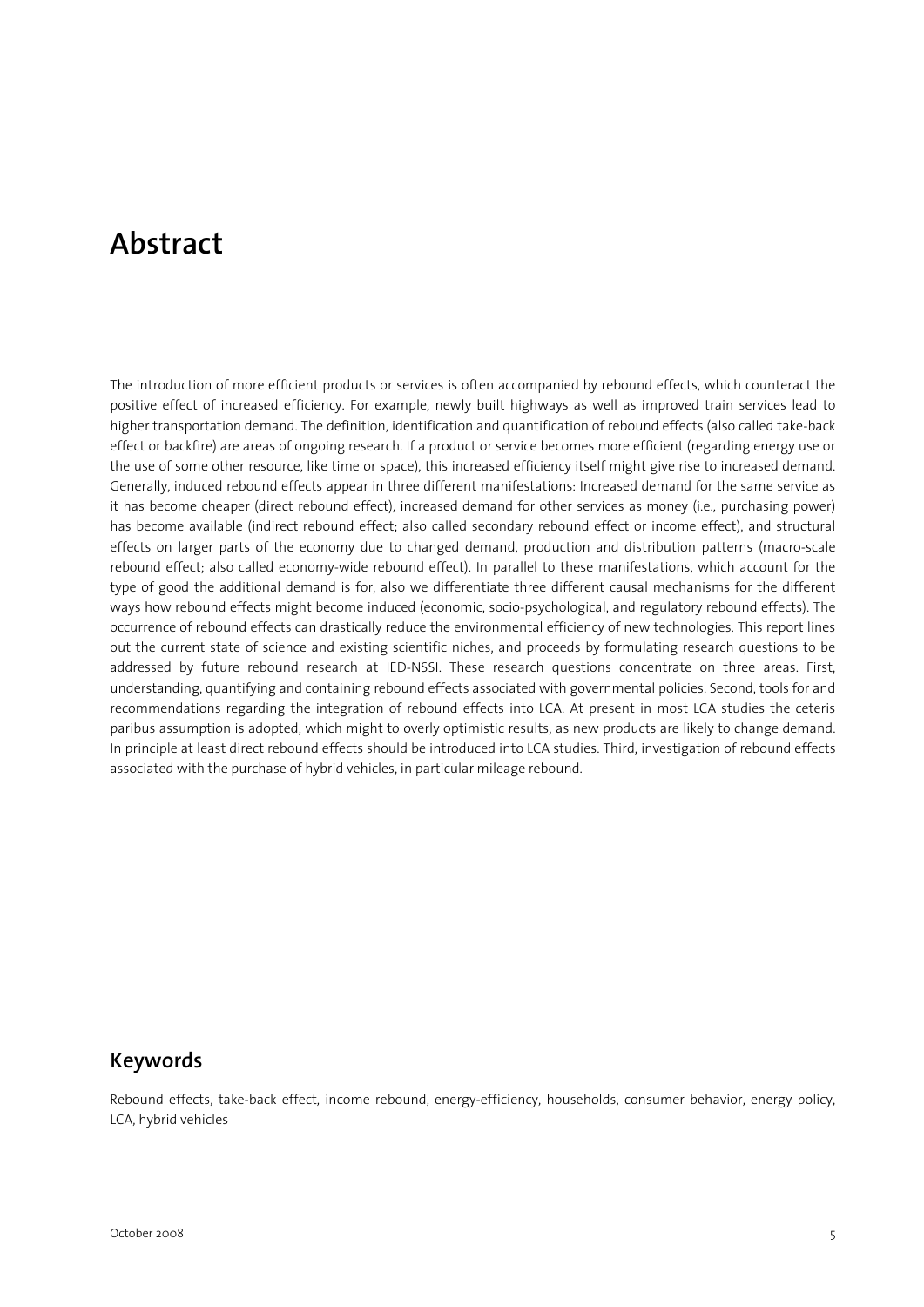# Abstract

The introduction of more efficient products or services is often accompanied by rebound effects, which counteract the positive effect of increased efficiency. For example, newly built highways as well as improved train services lead to higher transportation demand. The definition, identification and quantification of rebound effects (also called take-back effect or backfire) are areas of ongoing research. If a product or service becomes more efficient (regarding energy use or the use of some other resource, like time or space), this increased efficiency itself might give rise to increased demand. Generally, induced rebound effects appear in three different manifestations: Increased demand for the same service as it has become cheaper (direct rebound effect), increased demand for other services as money (i.e., purchasing power) has become available (indirect rebound effect; also called secondary rebound effect or income effect), and structural effects on larger parts of the economy due to changed demand, production and distribution patterns (macro-scale rebound effect; also called economy-wide rebound effect). In parallel to these manifestations, which account for the type of good the additional demand is for, also we differentiate three different causal mechanisms for the different ways how rebound effects might become induced (economic, socio-psychological, and regulatory rebound effects). The occurrence of rebound effects can drastically reduce the environmental efficiency of new technologies. This report lines out the current state of science and existing scientific niches, and proceeds by formulating research questions to be addressed by future rebound research at IED-NSSI. These research questions concentrate on three areas. First, understanding, quantifying and containing rebound effects associated with governmental policies. Second, tools for and recommendations regarding the integration of rebound effects into LCA. At present in most LCA studies the ceteris paribus assumption is adopted, which might to overly optimistic results, as new products are likely to change demand. In principle at least direct rebound effects should be introduced into LCA studies. Third, investigation of rebound effects associated with the purchase of hybrid vehicles, in particular mileage rebound.

## Keywords

Rebound effects, take-back effect, income rebound, energy-efficiency, households, consumer behavior, energy policy, LCA, hybrid vehicles

October 2008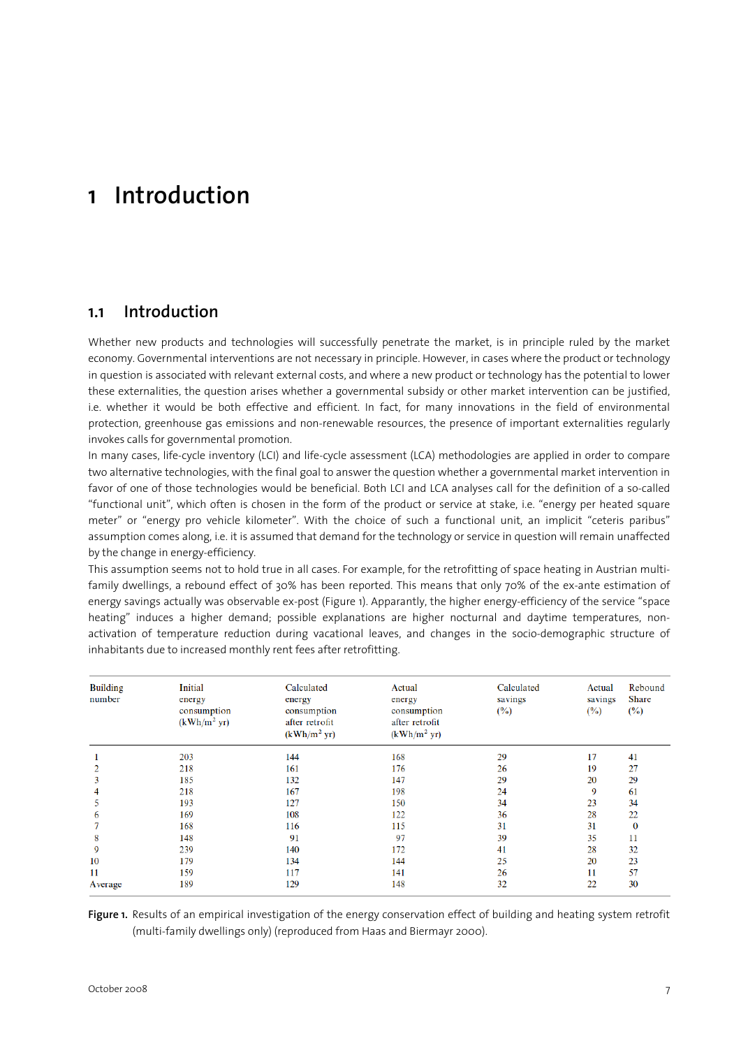# 1 Introduction

## 1.1 Introduction

Whether new products and technologies will successfully penetrate the market, is in principle ruled by the market economy. Governmental interventions are not necessary in principle. However, in cases where the product or technology in question is associated with relevant external costs, and where a new product or technology has the potential to lower these externalities, the question arises whether a governmental subsidy or other market intervention can be justified, i.e. whether it would be both effective and efficient. In fact, for many innovations in the field of environmental protection, greenhouse gas emissions and non-renewable resources, the presence of important externalities regularly invokes calls for governmental promotion.

In many cases, life-cycle inventory (LCI) and life-cycle assessment (LCA) methodologies are applied in order to compare two alternative technologies, with the final goal to answer the question whether a governmental market intervention in favor of one of those technologies would be beneficial. Both LCI and LCA analyses call for the definition of a so-called "functional unit", which often is chosen in the form of the product or service at stake, i.e. "energy per heated square meter" or "energy pro vehicle kilometer". With the choice of such a functional unit, an implicit "ceteris paribus" assumption comes along, i.e. it is assumed that demand for the technology or service in question will remain unaffected by the change in energy-efficiency.

This assumption seems not to hold true in all cases. For example, for the retrofitting of space heating in Austrian multi-family dwellings, a rebound effect of 30% has been reported. This means that only 70% of the ex-ante estimation of energy savings actually was observable ex-post (Figure 1). Apparently, the higher energy-efficiency of the service "space heating" induces a higher demand; possible explanations are higher nocturnal and daytime temperatures, non-activation of temperature reduction during vacational leaves, and changes in the socio-demographic structure of inhabitants due to increased monthly rent fees after retrofitting.

| Building number | Initial energy consumption (kWh/m² yr) | Calculated energy consumption after retrofit (kWh/m² yr) | Actual energy consumption after retrofit (kWh/m² yr) | Calculated savings (%) | Actual savings (%) | Rebound Share (%) |
|---|---|---|---|---|---|---|
| 1 | 203 | 144 | 168 | 29 | 17 | 41 |
| 2 | 218 | 161 | 176 | 26 | 19 | 27 |
| 3 | 185 | 132 | 147 | 29 | 20 | 29 |
| 4 | 218 | 167 | 198 | 24 | 9 | 61 |
| 5 | 193 | 127 | 150 | 34 | 23 | 34 |
| 6 | 169 | 108 | 122 | 36 | 28 | 22 |
| 7 | 168 | 116 | 115 | 31 | 31 | 0 |
| 8 | 148 | 91 | 97 | 39 | 35 | 11 |
| 9 | 239 | 140 | 172 | 41 | 28 | 32 |
| 10 | 179 | 134 | 144 | 25 | 20 | 23 |
| 11 | 159 | 117 | 141 | 26 | 11 | 57 |
| Average | 189 | 129 | 148 | 32 | 22 | 30 |

**Figure 1.** Results of an empirical investigation of the energy conservation effect of building and heating system retrofit (multi-family dwellings only) (reproduced from Haas and Biermayr 2000).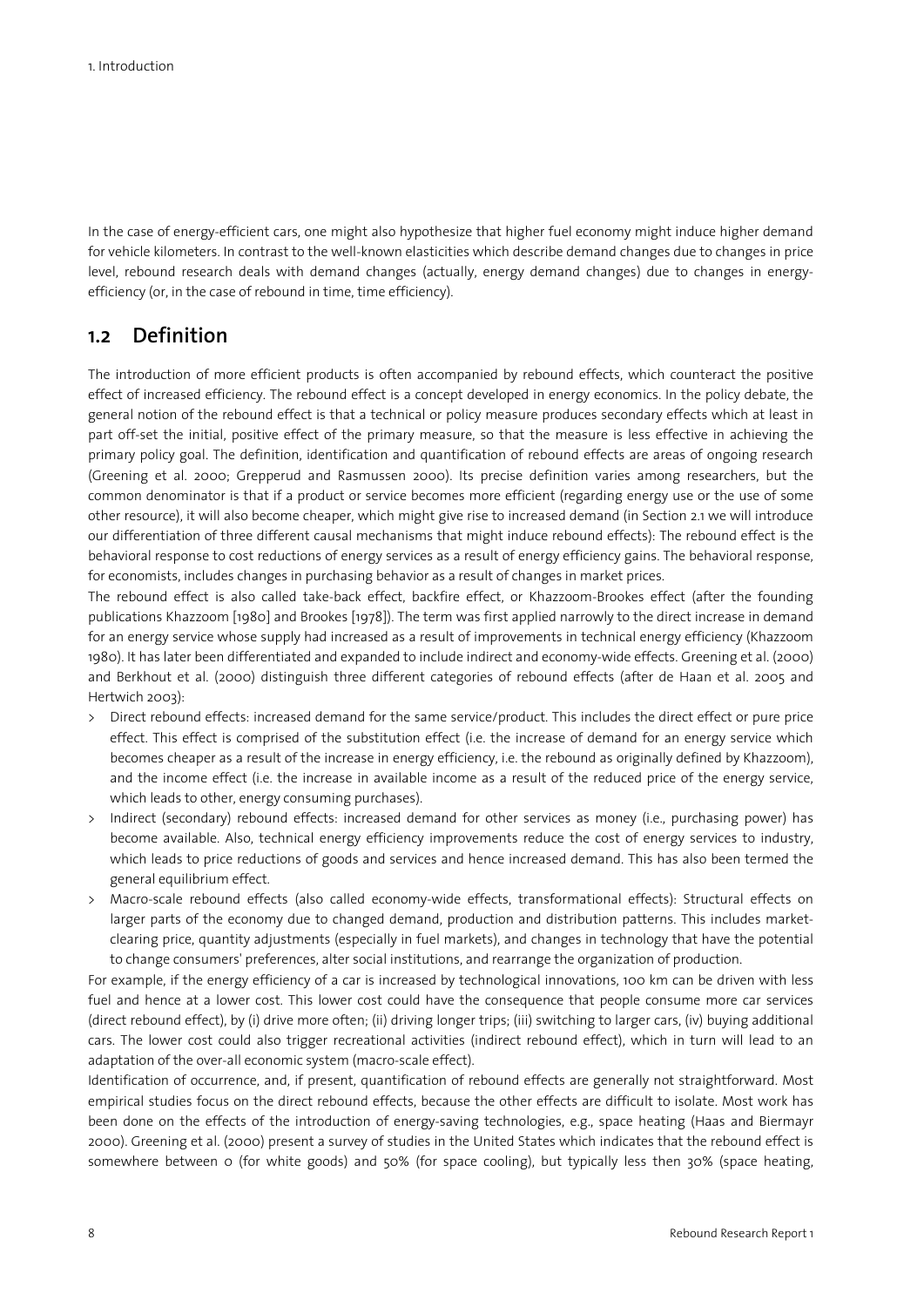In the case of energy-efficient cars, one might also hypothesize that higher fuel economy might induce higher demand for vehicle kilometers. In contrast to the well-known elasticities which describe demand changes due to changes in price level, rebound research deals with demand changes (actually, energy demand changes) due to changes in energy-efficiency (or, in the case of rebound in time, time efficiency).

## 1.2 Definition

The introduction of more efficient products is often accompanied by rebound effects, which counteract the positive effect of increased efficiency. The rebound effect is a concept developed in energy economics. In the policy debate, the general notion of the rebound effect is that a technical or policy measure produces secondary effects which at least in part off-set the initial, positive effect of the primary measure, so that the measure is less effective in achieving the primary policy goal. The definition, identification and quantification of rebound effects are areas of ongoing research (Greening et al. 2000; Grepperud and Rasmussen 2000). Its precise definition varies among researchers, but the common denominator is that if a product or service becomes more efficient (regarding energy use or the use of some other resource), it will also become cheaper, which might give rise to increased demand (in Section 2.1 we will introduce our differentiation of three different causal mechanisms that might induce rebound effects): The rebound effect is the behavioral response to cost reductions of energy services as a result of energy efficiency gains. The behavioral response, for economists, includes changes in purchasing behavior as a result of changes in market prices.

The rebound effect is also called take-back effect, backfire effect, or Khazzoom-Brookes effect (after the founding publications Khazzoom [1980] and Brookes [1978]). The term was first applied narrowly to the direct increase in demand for an energy service whose supply had increased as a result of improvements in technical energy efficiency (Khazzoom 1980). It has later been differentiated and expanded to include indirect and economy-wide effects. Greening et al. (2000) and Berkhout et al. (2000) distinguish three different categories of rebound effects (after de Haan et al. 2005 and Hertwich 2003):

> Direct rebound effects: increased demand for the same service/product. This includes the direct effect or pure price effect. This effect is comprised of the substitution effect (i.e. the increase of demand for an energy service which becomes cheaper as a result of the increase in energy efficiency, i.e. the rebound as originally defined by Khazzoom), and the income effect (i.e. the increase in available income as a result of the reduced price of the energy service, which leads to other, energy consuming purchases).

> Indirect (secondary) rebound effects: increased demand for other services as money (i.e., purchasing power) has become available. Also, technical energy efficiency improvements reduce the cost of energy services to industry, which leads to price reductions of goods and services and hence increased demand. This has also been termed the general equilibrium effect.

> Macro-scale rebound effects (also called economy-wide effects, transformational effects): Structural effects on larger parts of the economy due to changed demand, production and distribution patterns. This includes market-clearing price, quantity adjustments (especially in fuel markets), and changes in technology that have the potential to change consumers' preferences, alter social institutions, and rearrange the organization of production.

For example, if the energy efficiency of a car is increased by technological innovations, 100 km can be driven with less fuel and hence at a lower cost. This lower cost could have the consequence that people consume more car services (direct rebound effect), by (i) drive more often; (ii) driving longer trips; (iii) switching to larger cars, (iv) buying additional cars. The lower cost could also trigger recreational activities (indirect rebound effect), which in turn will lead to an adaptation of the over-all economic system (macro-scale effect).

Identification of occurrence, and, if present, quantification of rebound effects are generally not straightforward. Most empirical studies focus on the direct rebound effects, because the other effects are difficult to isolate. Most work has been done on the effects of the introduction of energy-saving technologies, e.g., space heating (Haas and Biermayr 2000). Greening et al. (2000) present a survey of studies in the United States which indicates that the rebound effect is somewhere between 0 (for white goods) and 50% (for space cooling), but typically less then 30% (space heating,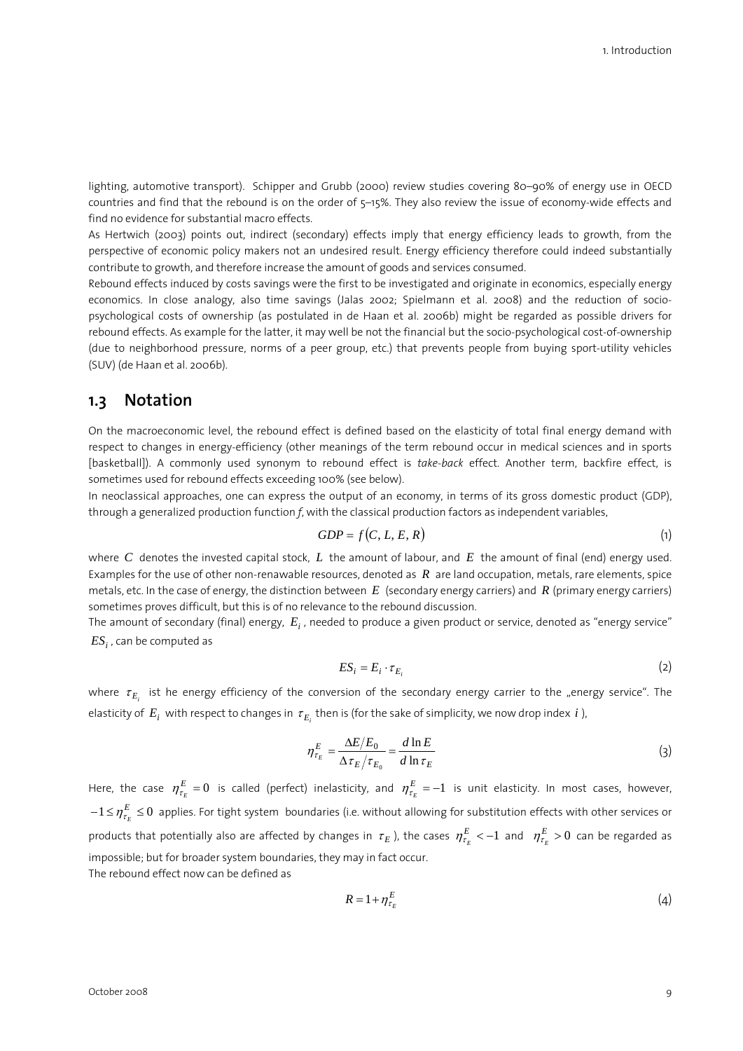lighting, automotive transport). Schipper and Grubb (2000) review studies covering 80–90% of energy use in OECD countries and find that the rebound is on the order of 5–15%. They also review the issue of economy-wide effects and find no evidence for substantial macro effects.

As Hertwich (2003) points out, indirect (secondary) effects imply that energy efficiency leads to growth, from the perspective of economic policy makers not an undesired result. Energy efficiency therefore could indeed substantially contribute to growth, and therefore increase the amount of goods and services consumed.

Rebound effects induced by costs savings were the first to be investigated and originate in economics, especially energy economics. In close analogy, also time savings (Jalas 2002; Spielmann et al. 2008) and the reduction of socio-psychological costs of ownership (as postulated in de Haan et al. 2006b) might be regarded as possible drivers for rebound effects. As example for the latter, it may well be not the financial but the socio-psychological cost-of-ownership (due to neighborhood pressure, norms of a peer group, etc.) that prevents people from buying sport-utility vehicles (SUV) (de Haan et al. 2006b).

## 1.3 Notation

On the macroeconomic level, the rebound effect is defined based on the elasticity of total final energy demand with respect to changes in energy-efficiency (other meanings of the term rebound occur in medical sciences and in sports [basketball]). A commonly used synonym to rebound effect is *take-back* effect. Another term, backfire effect, is sometimes used for rebound effects exceeding 100% (see below).

In neoclassical approaches, one can express the output of an economy, in terms of its gross domestic product (GDP), through a generalized production function *f*, with the classical production factors as independent variables,

$$GDP = f(C, L, E, R) \tag{1}$$

where $C$ denotes the invested capital stock, $L$ the amount of labour, and $E$ the amount of final (end) energy used. Examples for the use of other non-renawable resources, denoted as $R$ are land occupation, metals, rare elements, spice metals, etc. In the case of energy, the distinction between $E$ (secondary energy carriers) and $R$ (primary energy carriers) sometimes proves difficult, but this is of no relevance to the rebound discussion.

The amount of secondary (final) energy, $E_i$, needed to produce a given product or service, denoted as "energy service" $ES_i$, can be computed as

$$ES_i = E_i \cdot \tau_{E_i} \tag{2}$$

where $\tau_{E_i}$ ist he energy efficiency of the conversion of the secondary energy carrier to the „energy service". The elasticity of $E_i$ with respect to changes in $\tau_{E_i}$ then is (for the sake of simplicity, we now drop index $i$),

$$\eta_{\tau_E}^{E} = \frac{\Delta E / E_0}{\Delta \tau_E / \tau_{E_0}} = \frac{d \ln E}{d \ln \tau_E} \tag{3}$$

Here, the case $\eta_{\tau_E}^{E} = 0$ is called (perfect) inelasticity, and $\eta_{\tau_E}^{E} = -1$ is unit elasticity. In most cases, however, $-1 \leq \eta_{\tau_E}^{E} \leq 0$ applies. For tight system boundaries (i.e. without allowing for substitution effects with other services or products that potentially also are affected by changes in $\tau_E$), the cases $\eta_{\tau_E}^{E} < -1$ and $\eta_{\tau_E}^{E} > 0$ can be regarded as impossible; but for broader system boundaries, they may in fact occur.

The rebound effect now can be defined as

$$R = 1 + \eta_{\tau_E}^{E} \tag{4}$$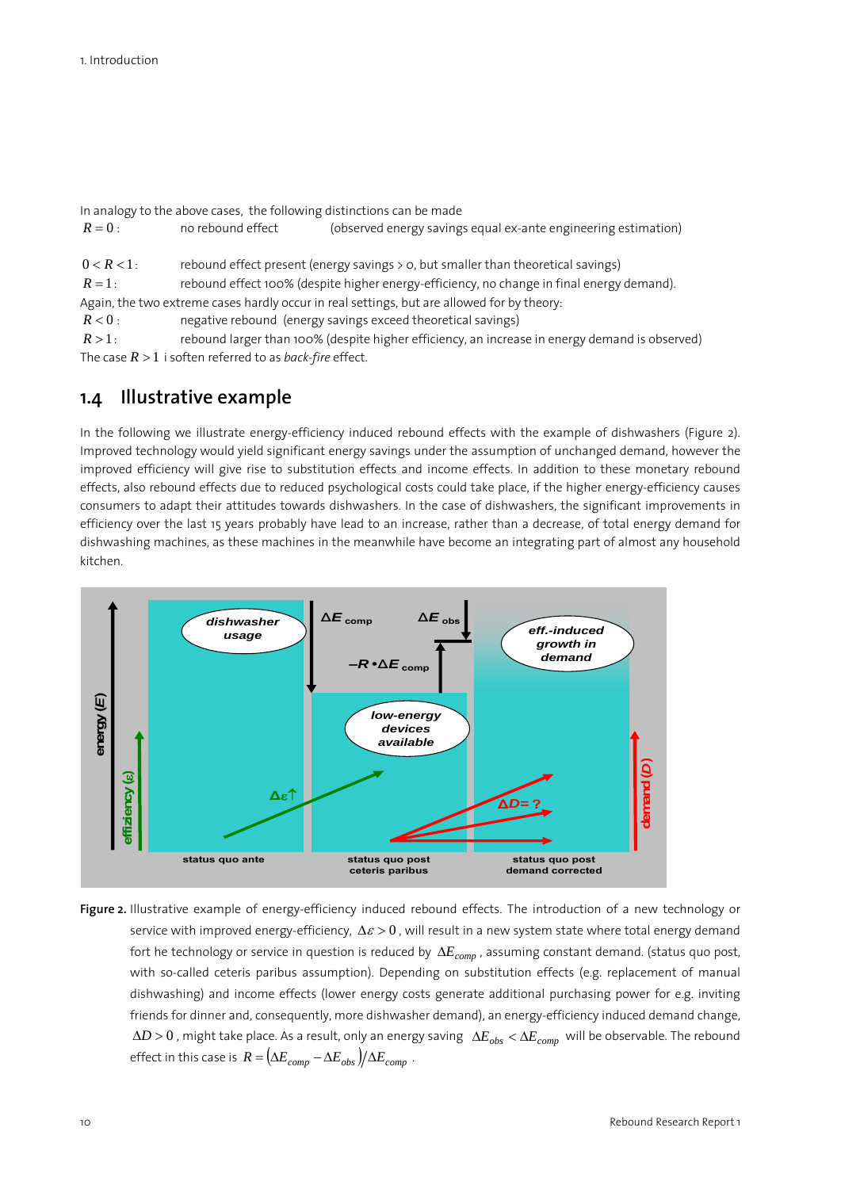In analogy to the above cases, the following distinctions can be made

$R = 0$: no rebound effect (observed energy savings equal ex-ante engineering estimation)

$0 < R < 1$: rebound effect present (energy savings > 0, but smaller than theoretical savings)

$R = 1$: rebound effect 100% (despite higher energy-efficiency, no change in final energy demand).

Again, the two extreme cases hardly occur in real settings, but are allowed for by theory:

$R < 0$: negative rebound (energy savings exceed theoretical savings)

$R > 1$: rebound larger than 100% (despite higher efficiency, an increase in energy demand is observed)

The case $R > 1$ i soften referred to as *back-fire* effect.

## 1.4 Illustrative example

In the following we illustrate energy-efficiency induced rebound effects with the example of dishwashers (Figure 2). Improved technology would yield significant energy savings under the assumption of unchanged demand, however the improved efficiency will give rise to substitution effects and income effects. In addition to these monetary rebound effects, also rebound effects due to reduced psychological costs could take place, if the higher energy-efficiency causes consumers to adapt their attitudes towards dishwashers. In the case of dishwashers, the significant improvements in efficiency over the last 15 years probably have lead to an increase, rather than a decrease, of total energy demand for dishwashing machines, as these machines in the meanwhile have become an integrating part of almost any household kitchen.

**Figure 2.** Illustrative example of energy-efficiency induced rebound effects. The introduction of a new technology or service with improved energy-efficiency, $\Delta\varepsilon > 0$, will result in a new system state where total energy demand fort he technology or service in question is reduced by $\Delta E_{comp}$, assuming constant demand. (status quo post, with so-called ceteris paribus assumption). Depending on substitution effects (e.g. replacement of manual dishwashing) and income effects (lower energy costs generate additional purchasing power for e.g. inviting friends for dinner and, consequently, more dishwasher demand), an energy-efficiency induced demand change, $\Delta D > 0$, might take place. As a result, only an energy saving $\Delta E_{obs} < \Delta E_{comp}$ will be observable. The rebound effect in this case is $R = (\Delta E_{comp} - \Delta E_{obs}) / \Delta E_{comp}$.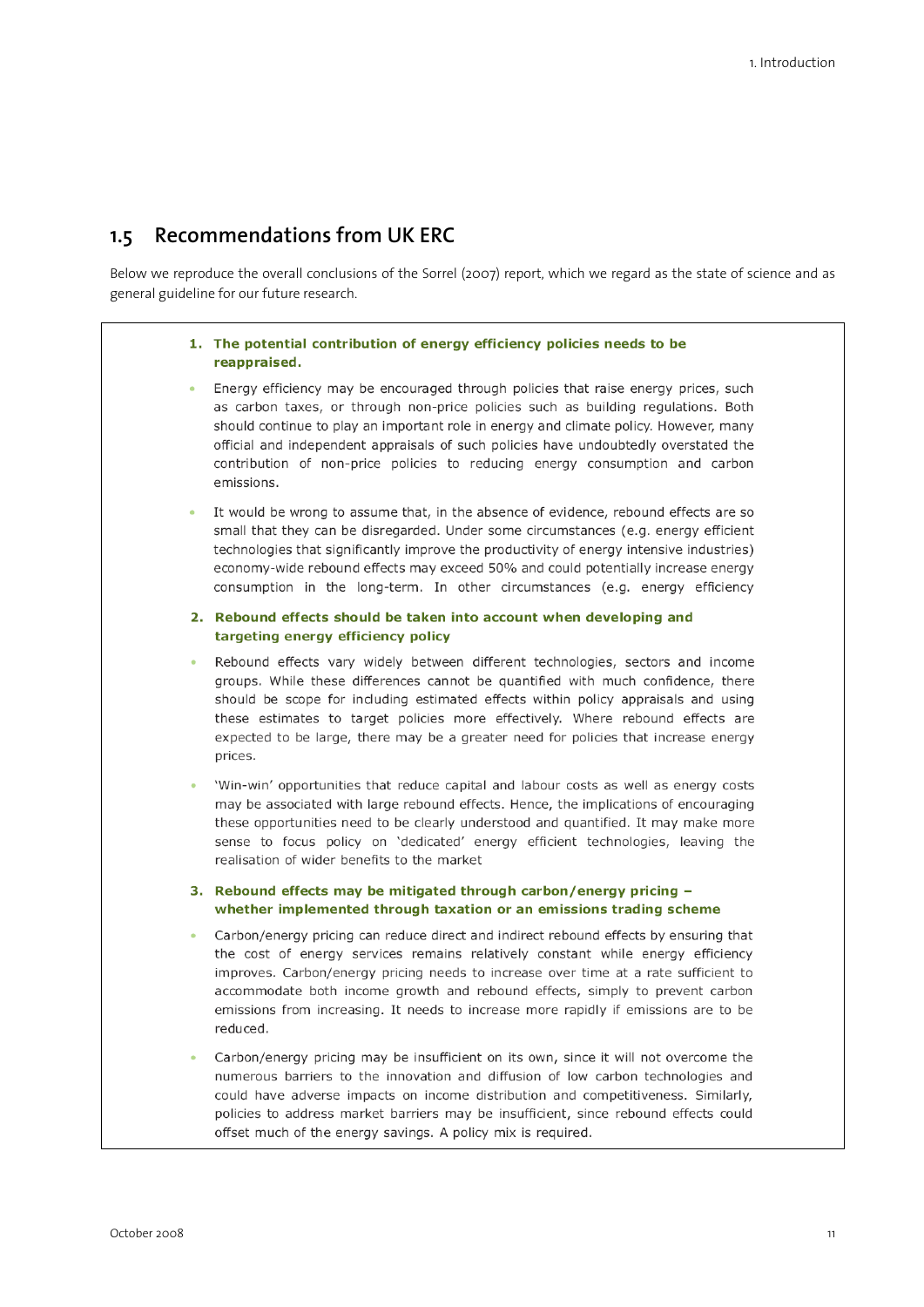## 1.5 Recommendations from UK ERC

Below we reproduce the overall conclusions of the Sorrel (2007) report, which we regard as the state of science and as general guideline for our future research.

**1. The potential contribution of energy efficiency policies needs to be reappraised.**

- Energy efficiency may be encouraged through policies that raise energy prices, such as carbon taxes, or through non-price policies such as building regulations. Both should continue to play an important role in energy and climate policy. However, many official and independent appraisals of such policies have undoubtedly overstated the contribution of non-price policies to reducing energy consumption and carbon emissions.
- It would be wrong to assume that, in the absence of evidence, rebound effects are so small that they can be disregarded. Under some circumstances (e.g. energy efficient technologies that significantly improve the productivity of energy intensive industries) economy-wide rebound effects may exceed 50% and could potentially increase energy consumption in the long-term. In other circumstances (e.g. energy efficiency

**2. Rebound effects should be taken into account when developing and targeting energy efficiency policy**

- Rebound effects vary widely between different technologies, sectors and income groups. While these differences cannot be quantified with much confidence, there should be scope for including estimated effects within policy appraisals and using these estimates to target policies more effectively. Where rebound effects are expected to be large, there may be a greater need for policies that increase energy prices.
- 'Win-win' opportunities that reduce capital and labour costs as well as energy costs may be associated with large rebound effects. Hence, the implications of encouraging these opportunities need to be clearly understood and quantified. It may make more sense to focus policy on 'dedicated' energy efficient technologies, leaving the realisation of wider benefits to the market

**3. Rebound effects may be mitigated through carbon/energy pricing – whether implemented through taxation or an emissions trading scheme**

- Carbon/energy pricing can reduce direct and indirect rebound effects by ensuring that the cost of energy services remains relatively constant while energy efficiency improves. Carbon/energy pricing needs to increase over time at a rate sufficient to accommodate both income growth and rebound effects, simply to prevent carbon emissions from increasing. It needs to increase more rapidly if emissions are to be reduced.
- Carbon/energy pricing may be insufficient on its own, since it will not overcome the numerous barriers to the innovation and diffusion of low carbon technologies and could have adverse impacts on income distribution and competitiveness. Similarly, policies to address market barriers may be insufficient, since rebound effects could offset much of the energy savings. A policy mix is required.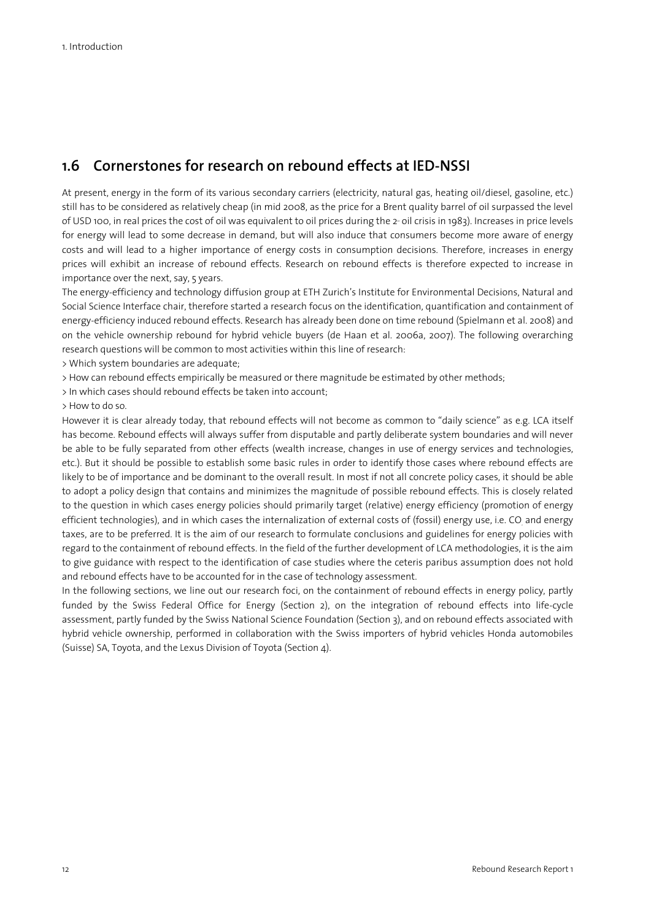## 1.6 Cornerstones for research on rebound effects at IED-NSSI

At present, energy in the form of its various secondary carriers (electricity, natural gas, heating oil/diesel, gasoline, etc.) still has to be considered as relatively cheap (in mid 2008, as the price for a Brent quality barrel of oil surpassed the level of USD 100, in real prices the cost of oil was equivalent to oil prices during the 2[nd] oil crisis in 1983). Increases in price levels for energy will lead to some decrease in demand, but will also induce that consumers become more aware of energy costs and will lead to a higher importance of energy costs in consumption decisions. Therefore, increases in energy prices will exhibit an increase of rebound effects. Research on rebound effects is therefore expected to increase in importance over the next, say, 5 years.

The energy-efficiency and technology diffusion group at ETH Zurich's Institute for Environmental Decisions, Natural and Social Science Interface chair, therefore started a research focus on the identification, quantification and containment of energy-efficiency induced rebound effects. Research has already been done on time rebound (Spielmann et al. 2008) and on the vehicle ownership rebound for hybrid vehicle buyers (de Haan et al. 2006a, 2007). The following overarching research questions will be common to most activities within this line of research:

> Which system boundaries are adequate;

> How can rebound effects empirically be measured or there magnitude be estimated by other methods;

> In which cases should rebound effects be taken into account;

> How to do so.

However it is clear already today, that rebound effects will not become as common to "daily science" as e.g. LCA itself has become. Rebound effects will always suffer from disputable and partly deliberate system boundaries and will never be able to be fully separated from other effects (wealth increase, changes in use of energy services and technologies, etc.). But it should be possible to establish some basic rules in order to identify those cases where rebound effects are likely to be of importance and be dominant to the overall result. In most if not all concrete policy cases, it should be able to adopt a policy design that contains and minimizes the magnitude of possible rebound effects. This is closely related to the question in which cases energy policies should primarily target (relative) energy efficiency (promotion of energy efficient technologies), and in which cases the internalization of external costs of (fossil) energy use, i.e. $CO_2$ and energy taxes, are to be preferred. It is the aim of our research to formulate conclusions and guidelines for energy policies with regard to the containment of rebound effects. In the field of the further development of LCA methodologies, it is the aim to give guidance with respect to the identification of case studies where the ceteris paribus assumption does not hold and rebound effects have to be accounted for in the case of technology assessment.

In the following sections, we line out our research foci, on the containment of rebound effects in energy policy, partly funded by the Swiss Federal Office for Energy (Section 2), on the integration of rebound effects into life-cycle assessment, partly funded by the Swiss National Science Foundation (Section 3), and on rebound effects associated with hybrid vehicle ownership, performed in collaboration with the Swiss importers of hybrid vehicles Honda automobiles (Suisse) SA, Toyota, and the Lexus Division of Toyota (Section 4).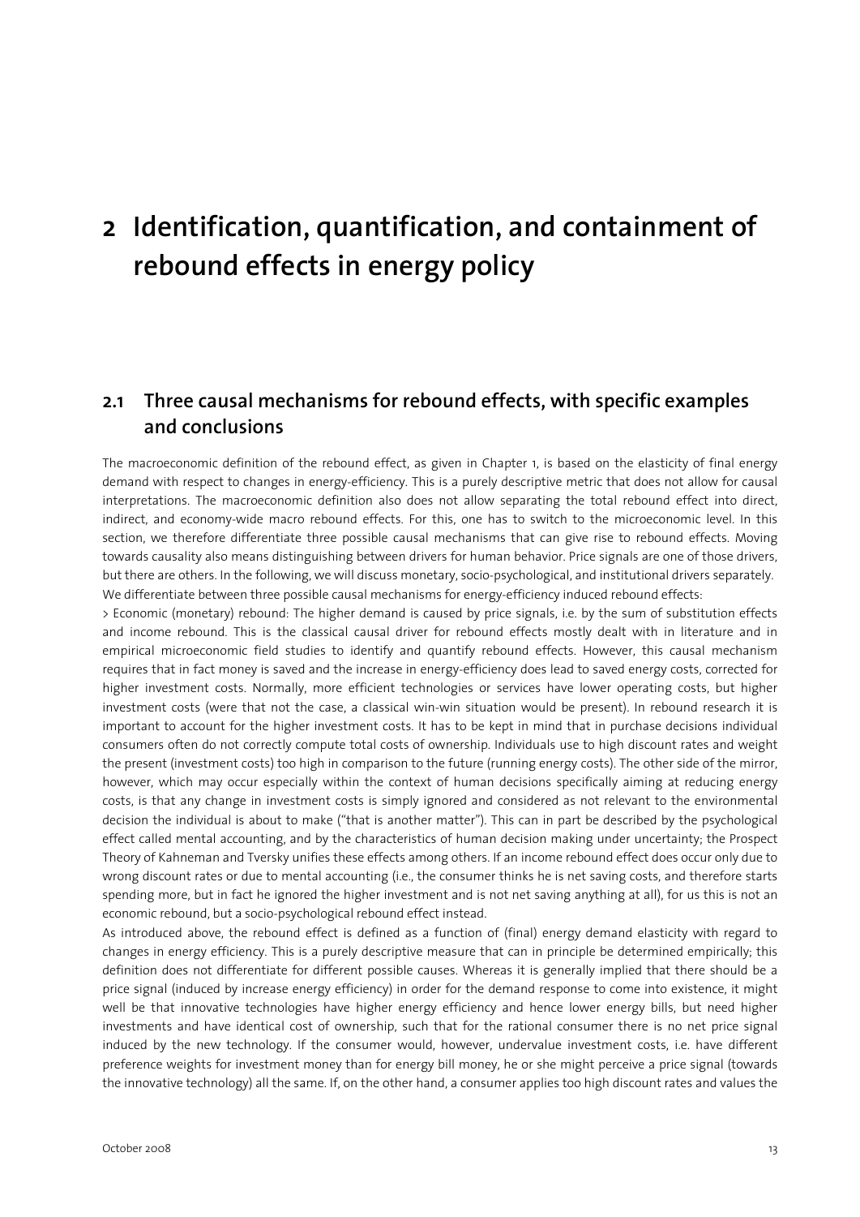# 2 Identification, quantification, and containment of rebound effects in energy policy

## 2.1 Three causal mechanisms for rebound effects, with specific examples and conclusions

The macroeconomic definition of the rebound effect, as given in Chapter 1, is based on the elasticity of final energy demand with respect to changes in energy-efficiency. This is a purely descriptive metric that does not allow for causal interpretations. The macroeconomic definition also does not allow separating the total rebound effect into direct, indirect, and economy-wide macro rebound effects. For this, one has to switch to the microeconomic level. In this section, we therefore differentiate three possible causal mechanisms that can give rise to rebound effects. Moving towards causality also means distinguishing between drivers for human behavior. Price signals are one of those drivers, but there are others. In the following, we will discuss monetary, socio-psychological, and institutional drivers separately.
We differentiate between three possible causal mechanisms for energy-efficiency induced rebound effects:

> Economic (monetary) rebound: The higher demand is caused by price signals, i.e. by the sum of substitution effects and income rebound. This is the classical causal driver for rebound effects mostly dealt with in literature and in empirical microeconomic field studies to identify and quantify rebound effects. However, this causal mechanism requires that in fact money is saved and the increase in energy-efficiency does lead to saved energy costs, corrected for higher investment costs. Normally, more efficient technologies or services have lower operating costs, but higher investment costs (were that not the case, a classical win-win situation would be present). In rebound research it is important to account for the higher investment costs. It has to be kept in mind that in purchase decisions individual consumers often do not correctly compute total costs of ownership. Individuals use to high discount rates and weight the present (investment costs) too high in comparison to the future (running energy costs). The other side of the mirror, however, which may occur especially within the context of human decisions specifically aiming at reducing energy costs, is that any change in investment costs is simply ignored and considered as not relevant to the environmental decision the individual is about to make ("that is another matter"). This can in part be described by the psychological effect called mental accounting, and by the characteristics of human decision making under uncertainty; the Prospect Theory of Kahneman and Tversky unifies these effects among others. If an income rebound effect does occur only due to wrong discount rates or due to mental accounting (i.e., the consumer thinks he is net saving costs, and therefore starts spending more, but in fact he ignored the higher investment and is not net saving anything at all), for us this is not an economic rebound, but a socio-psychological rebound effect instead.

As introduced above, the rebound effect is defined as a function of (final) energy demand elasticity with regard to changes in energy efficiency. This is a purely descriptive measure that can in principle be determined empirically; this definition does not differentiate for different possible causes. Whereas it is generally implied that there should be a price signal (induced by increase energy efficiency) in order for the demand response to come into existence, it might well be that innovative technologies have higher energy efficiency and hence lower energy bills, but need higher investments and have identical cost of ownership, such that for the rational consumer there is no net price signal induced by the new technology. If the consumer would, however, undervalue investment costs, i.e. have different preference weights for investment money than for energy bill money, he or she might perceive a price signal (towards the innovative technology) all the same. If, on the other hand, a consumer applies too high discount rates and values the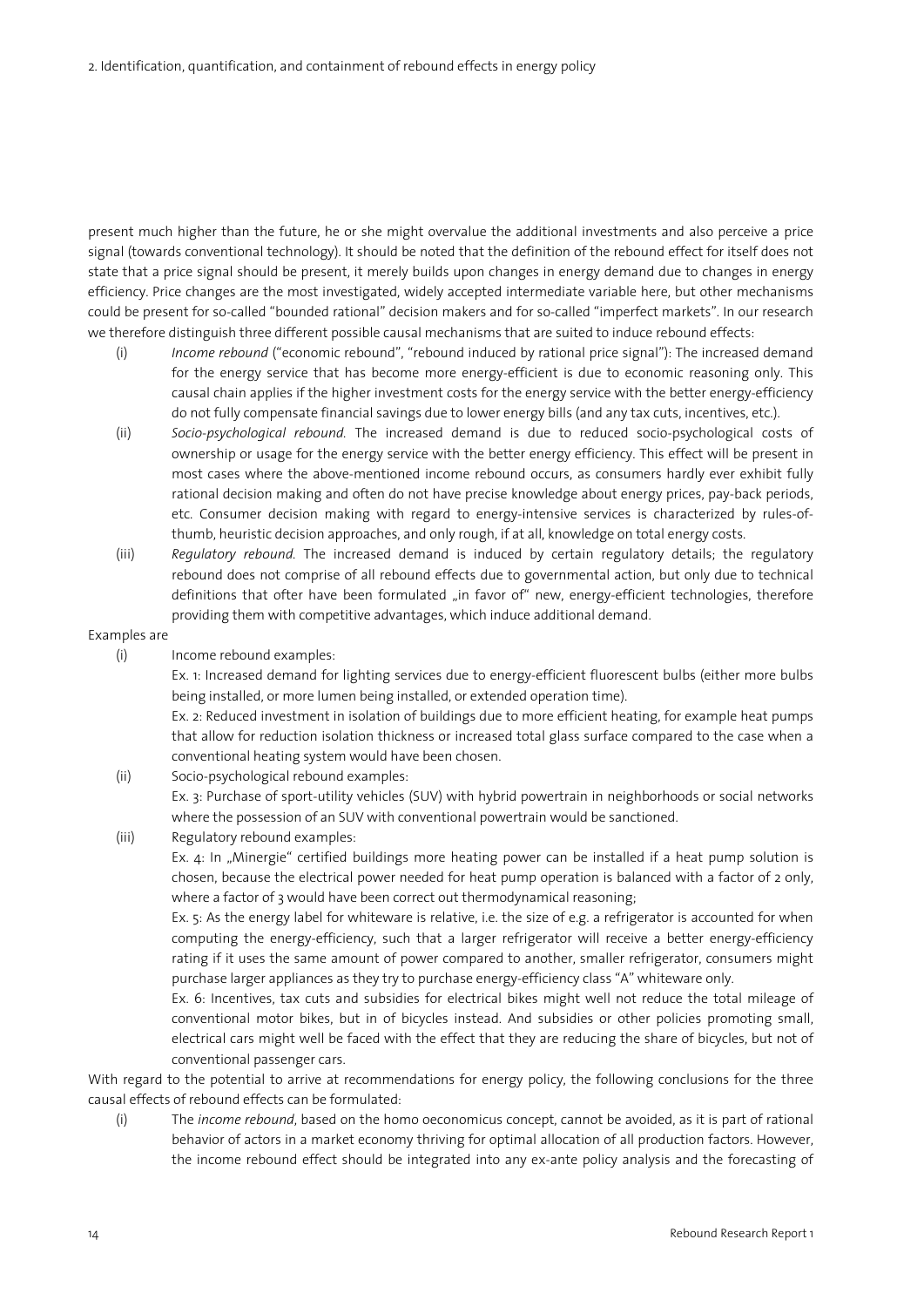present much higher than the future, he or she might overvalue the additional investments and also perceive a price signal (towards conventional technology). It should be noted that the definition of the rebound effect for itself does not state that a price signal should be present, it merely builds upon changes in energy demand due to changes in energy efficiency. Price changes are the most investigated, widely accepted intermediate variable here, but other mechanisms could be present for so-called "bounded rational" decision makers and for so-called "imperfect markets". In our research we therefore distinguish three different possible causal mechanisms that are suited to induce rebound effects:

(i) *Income rebound* ("economic rebound", "rebound induced by rational price signal"): The increased demand for the energy service that has become more energy-efficient is due to economic reasoning only. This causal chain applies if the higher investment costs for the energy service with the better energy-efficiency do not fully compensate financial savings due to lower energy bills (and any tax cuts, incentives, etc.).

(ii) *Socio-psychological rebound.* The increased demand is due to reduced socio-psychological costs of ownership or usage for the energy service with the better energy efficiency. This effect will be present in most cases where the above-mentioned income rebound occurs, as consumers hardly ever exhibit fully rational decision making and often do not have precise knowledge about energy prices, pay-back periods, etc. Consumer decision making with regard to energy-intensive services is characterized by rules-of-thumb, heuristic decision approaches, and only rough, if at all, knowledge on total energy costs.

(iii) *Regulatory rebound.* The increased demand is induced by certain regulatory details; the regulatory rebound does not comprise of all rebound effects due to governmental action, but only due to technical definitions that ofter have been formulated „in favor of" new, energy-efficient technologies, therefore providing them with competitive advantages, which induce additional demand.

Examples are

(i) Income rebound examples:

Ex. 1: Increased demand for lighting services due to energy-efficient fluorescent bulbs (either more bulbs being installed, or more lumen being installed, or extended operation time).

Ex. 2: Reduced investment in isolation of buildings due to more efficient heating, for example heat pumps that allow for reduction isolation thickness or increased total glass surface compared to the case when a conventional heating system would have been chosen.

(ii) Socio-psychological rebound examples:

Ex. 3: Purchase of sport-utility vehicles (SUV) with hybrid powertrain in neighborhoods or social networks where the possession of an SUV with conventional powertrain would be sanctioned.

(iii) Regulatory rebound examples:

Ex. 4: In „Minergie" certified buildings more heating power can be installed if a heat pump solution is chosen, because the electrical power needed for heat pump operation is balanced with a factor of 2 only, where a factor of 3 would have been correct out thermodynamical reasoning;

Ex. 5: As the energy label for whiteware is relative, i.e. the size of e.g. a refrigerator is accounted for when computing the energy-efficiency, such that a larger refrigerator will receive a better energy-efficiency rating if it uses the same amount of power compared to another, smaller refrigerator, consumers might purchase larger appliances as they try to purchase energy-efficiency class "A" whiteware only.

Ex. 6: Incentives, tax cuts and subsidies for electrical bikes might well not reduce the total mileage of conventional motor bikes, but in of bicycles instead. And subsidies or other policies promoting small, electrical cars might well be faced with the effect that they are reducing the share of bicycles, but not of conventional passenger cars.

With regard to the potential to arrive at recommendations for energy policy, the following conclusions for the three causal effects of rebound effects can be formulated:

(i) The *income rebound*, based on the homo oeconomicus concept, cannot be avoided, as it is part of rational behavior of actors in a market economy thriving for optimal allocation of all production factors. However, the income rebound effect should be integrated into any ex-ante policy analysis and the forecasting of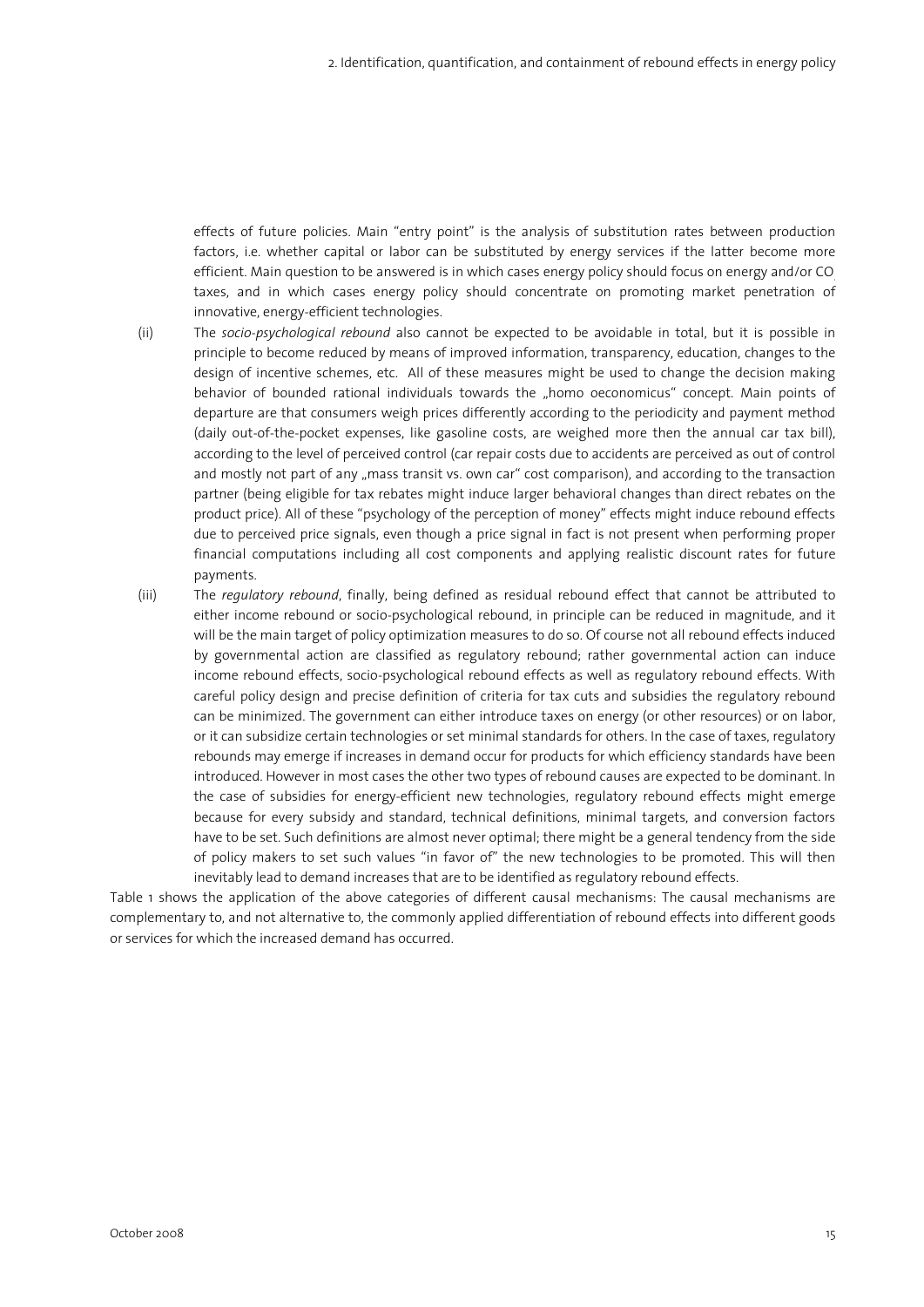effects of future policies. Main "entry point" is the analysis of substitution rates between production factors, i.e. whether capital or labor can be substituted by energy services if the latter become more efficient. Main question to be answered is in which cases energy policy should focus on energy and/or $CO_2$ taxes, and in which cases energy policy should concentrate on promoting market penetration of innovative, energy-efficient technologies.

(ii) The *socio-psychological rebound* also cannot be expected to be avoidable in total, but it is possible in principle to become reduced by means of improved information, transparency, education, changes to the design of incentive schemes, etc. All of these measures might be used to change the decision making behavior of bounded rational individuals towards the „homo oeconomicus" concept. Main points of departure are that consumers weigh prices differently according to the periodicity and payment method (daily out-of-the-pocket expenses, like gasoline costs, are weighed more then the annual car tax bill), according to the level of perceived control (car repair costs due to accidents are perceived as out of control and mostly not part of any „mass transit vs. own car" cost comparison), and according to the transaction partner (being eligible for tax rebates might induce larger behavioral changes than direct rebates on the product price). All of these "psychology of the perception of money" effects might induce rebound effects due to perceived price signals, even though a price signal in fact is not present when performing proper financial computations including all cost components and applying realistic discount rates for future payments.

(iii) The *regulatory rebound*, finally, being defined as residual rebound effect that cannot be attributed to either income rebound or socio-psychological rebound, in principle can be reduced in magnitude, and it will be the main target of policy optimization measures to do so. Of course not all rebound effects induced by governmental action are classified as regulatory rebound; rather governmental action can induce income rebound effects, socio-psychological rebound effects as well as regulatory rebound effects. With careful policy design and precise definition of criteria for tax cuts and subsidies the regulatory rebound can be minimized. The government can either introduce taxes on energy (or other resources) or on labor, or it can subsidize certain technologies or set minimal standards for others. In the case of taxes, regulatory rebounds may emerge if increases in demand occur for products for which efficiency standards have been introduced. However in most cases the other two types of rebound causes are expected to be dominant. In the case of subsidies for energy-efficient new technologies, regulatory rebound effects might emerge because for every subsidy and standard, technical definitions, minimal targets, and conversion factors have to be set. Such definitions are almost never optimal; there might be a general tendency from the side of policy makers to set such values "in favor of" the new technologies to be promoted. This will then inevitably lead to demand increases that are to be identified as regulatory rebound effects.

Table 1 shows the application of the above categories of different causal mechanisms: The causal mechanisms are complementary to, and not alternative to, the commonly applied differentiation of rebound effects into different goods or services for which the increased demand has occurred.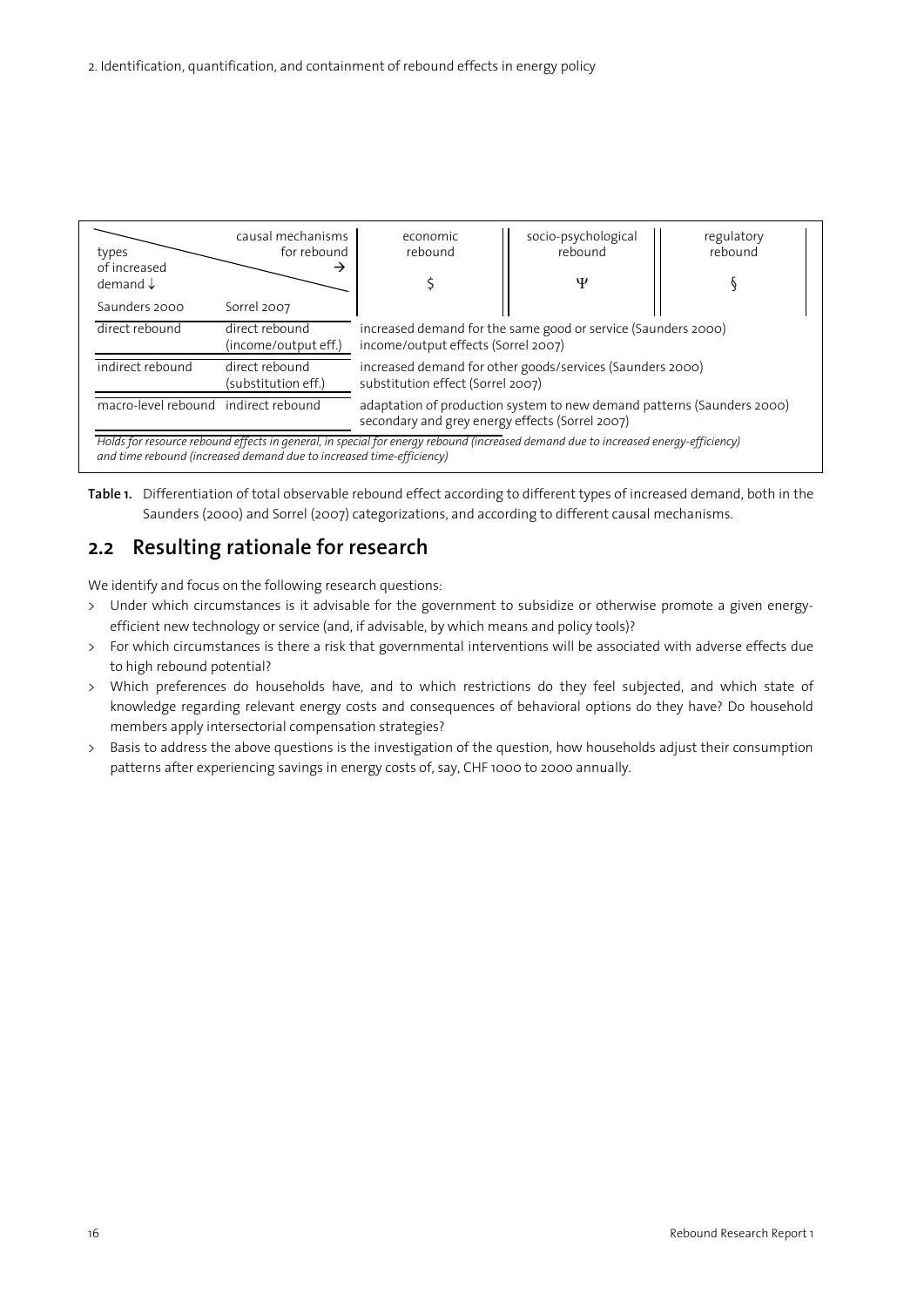| types of increased demand ↓ / causal mechanisms for rebound → | | economic rebound $ | socio-psychological rebound Ψ | regulatory rebound § |
|---|---|---|---|---|
| Saunders 2000 | Sorrel 2007 | | | |
| direct rebound | direct rebound (income/output eff.) | increased demand for the same good or service (Saunders 2000) income/output effects (Sorrel 2007) | | |
| indirect rebound | direct rebound (substitution eff.) | increased demand for other goods/services (Saunders 2000) substitution effect (Sorrel 2007) | | |
| macro-level rebound | indirect rebound | adaptation of production system to new demand patterns (Saunders 2000) secondary and grey energy effects (Sorrel 2007) | | |

*Holds for resource rebound effects in general, in special for energy rebound (increased demand due to increased energy-efficiency) and time rebound (increased demand due to increased time-efficiency)*

**Table 1.** Differentiation of total observable rebound effect according to different types of increased demand, both in the Saunders (2000) and Sorrel (2007) categorizations, and according to different causal mechanisms.

## 2.2 Resulting rationale for research

We identify and focus on the following research questions:

- Under which circumstances is it advisable for the government to subsidize or otherwise promote a given energy-efficient new technology or service (and, if advisable, by which means and policy tools)?
- For which circumstances is there a risk that governmental interventions will be associated with adverse effects due to high rebound potential?
- Which preferences do households have, and to which restrictions do they feel subjected, and which state of knowledge regarding relevant energy costs and consequences of behavioral options do they have? Do household members apply intersectorial compensation strategies?
- Basis to address the above questions is the investigation of the question, how households adjust their consumption patterns after experiencing savings in energy costs of, say, CHF 1000 to 2000 annually.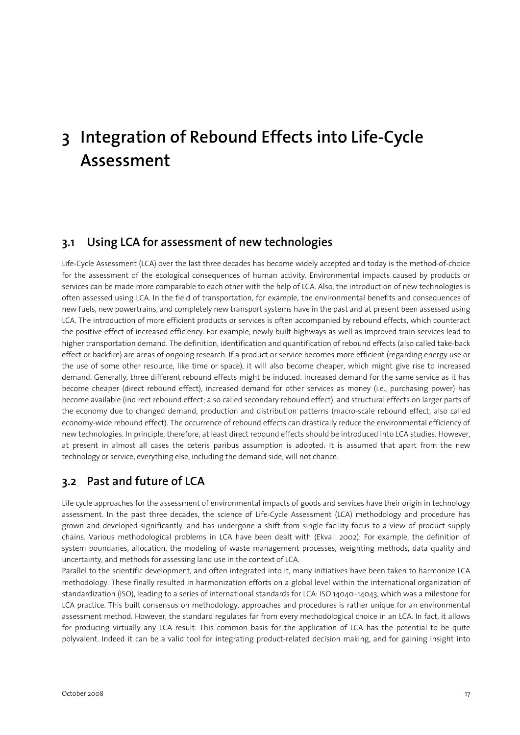# 3 Integration of Rebound Effects into Life-Cycle Assessment

## 3.1 Using LCA for assessment of new technologies

Life-Cycle Assessment (LCA) over the last three decades has become widely accepted and today is the method-of-choice for the assessment of the ecological consequences of human activity. Environmental impacts caused by products or services can be made more comparable to each other with the help of LCA. Also, the introduction of new technologies is often assessed using LCA. In the field of transportation, for example, the environmental benefits and consequences of new fuels, new powertrains, and completely new transport systems have in the past and at present been assessed using LCA. The introduction of more efficient products or services is often accompanied by rebound effects, which counteract the positive effect of increased efficiency. For example, newly built highways as well as improved train services lead to higher transportation demand. The definition, identification and quantification of rebound effects (also called take-back effect or backfire) are areas of ongoing research. If a product or service becomes more efficient (regarding energy use or the use of some other resource, like time or space), it will also become cheaper, which might give rise to increased demand. Generally, three different rebound effects might be induced: increased demand for the same service as it has become cheaper (direct rebound effect), increased demand for other services as money (i.e., purchasing power) has become available (indirect rebound effect; also called secondary rebound effect), and structural effects on larger parts of the economy due to changed demand, production and distribution patterns (macro-scale rebound effect; also called economy-wide rebound effect). The occurrence of rebound effects can drastically reduce the environmental efficiency of new technologies. In principle, therefore, at least direct rebound effects should be introduced into LCA studies. However, at present in almost all cases the ceteris paribus assumption is adopted: It is assumed that apart from the new technology or service, everything else, including the demand side, will not chance.

## 3.2 Past and future of LCA

Life cycle approaches for the assessment of environmental impacts of goods and services have their origin in technology assessment. In the past three decades, the science of Life-Cycle Assessment (LCA) methodology and procedure has grown and developed significantly, and has undergone a shift from single facility focus to a view of product supply chains. Various methodological problems in LCA have been dealt with (Ekvall 2002): For example, the definition of system boundaries, allocation, the modeling of waste management processes, weighting methods, data quality and uncertainty, and methods for assessing land use in the context of LCA.

Parallel to the scientific development, and often integrated into it, many initiatives have been taken to harmonize LCA methodology. These finally resulted in harmonization efforts on a global level within the international organization of standardization (ISO), leading to a series of international standards for LCA: ISO 14040–14043, which was a milestone for LCA practice. This built consensus on methodology, approaches and procedures is rather unique for an environmental assessment method. However, the standard regulates far from every methodological choice in an LCA. In fact, it allows for producing virtually any LCA result. This common basis for the application of LCA has the potential to be quite polyvalent. Indeed it can be a valid tool for integrating product-related decision making, and for gaining insight into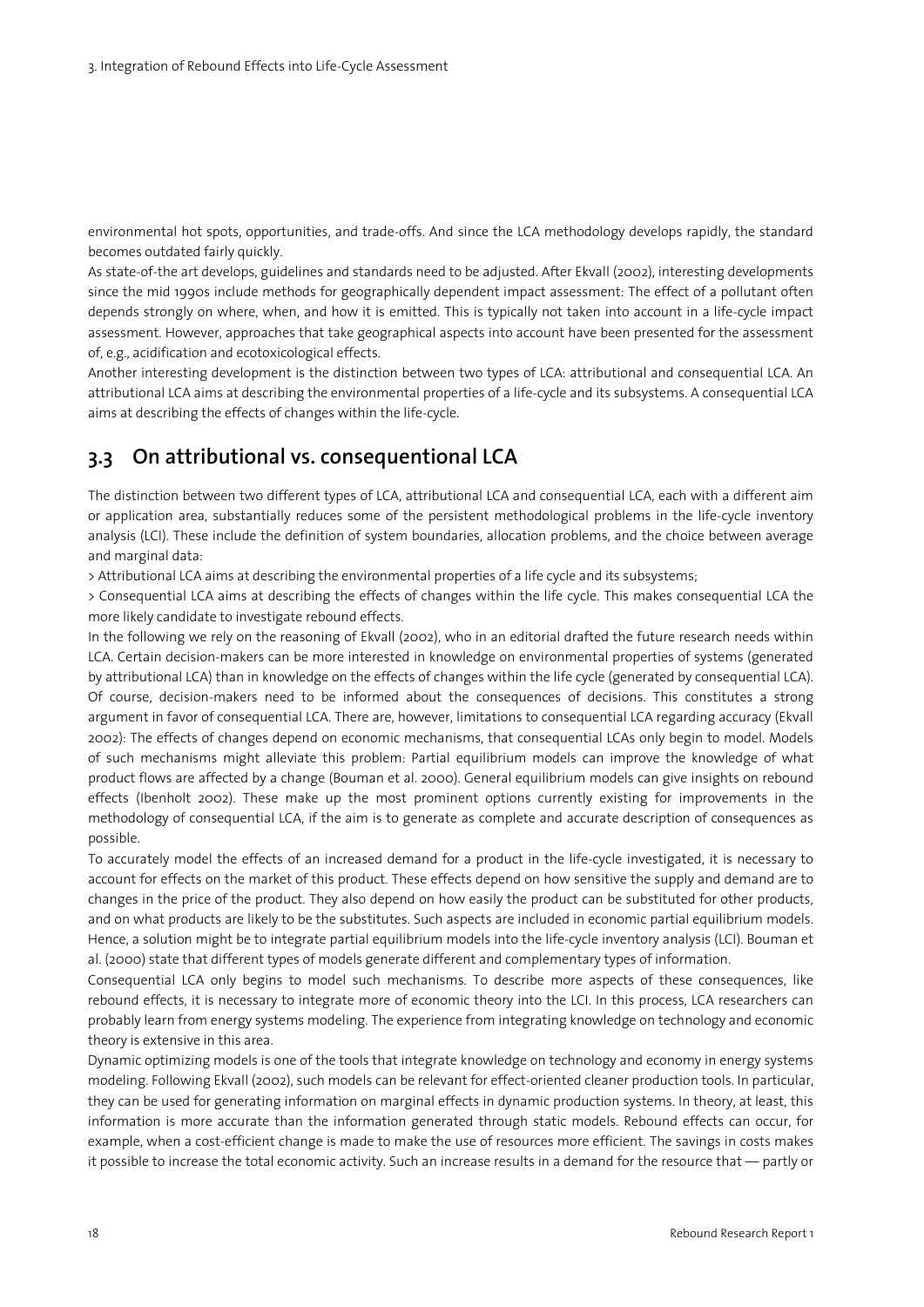environmental hot spots, opportunities, and trade-offs. And since the LCA methodology develops rapidly, the standard becomes outdated fairly quickly.

As state-of-the art develops, guidelines and standards need to be adjusted. After Ekvall (2002), interesting developments since the mid 1990s include methods for geographically dependent impact assessment: The effect of a pollutant often depends strongly on where, when, and how it is emitted. This is typically not taken into account in a life-cycle impact assessment. However, approaches that take geographical aspects into account have been presented for the assessment of, e.g., acidification and ecotoxicological effects.

Another interesting development is the distinction between two types of LCA: attributional and consequential LCA. An attributional LCA aims at describing the environmental properties of a life-cycle and its subsystems. A consequential LCA aims at describing the effects of changes within the life-cycle.

## 3.3 On attributional vs. consequentional LCA

The distinction between two different types of LCA, attributional LCA and consequential LCA, each with a different aim or application area, substantially reduces some of the persistent methodological problems in the life-cycle inventory analysis (LCI). These include the definition of system boundaries, allocation problems, and the choice between average and marginal data:

> Attributional LCA aims at describing the environmental properties of a life cycle and its subsystems;

> Consequential LCA aims at describing the effects of changes within the life cycle. This makes consequential LCA the more likely candidate to investigate rebound effects.

In the following we rely on the reasoning of Ekvall (2002), who in an editorial drafted the future research needs within LCA. Certain decision-makers can be more interested in knowledge on environmental properties of systems (generated by attributional LCA) than in knowledge on the effects of changes within the life cycle (generated by consequential LCA). Of course, decision-makers need to be informed about the consequences of decisions. This constitutes a strong argument in favor of consequential LCA. There are, however, limitations to consequential LCA regarding accuracy (Ekvall 2002): The effects of changes depend on economic mechanisms, that consequential LCAs only begin to model. Models of such mechanisms might alleviate this problem: Partial equilibrium models can improve the knowledge of what product flows are affected by a change (Bouman et al. 2000). General equilibrium models can give insights on rebound effects (Ibenholt 2002). These make up the most prominent options currently existing for improvements in the methodology of consequential LCA, if the aim is to generate as complete and accurate description of consequences as possible.

To accurately model the effects of an increased demand for a product in the life-cycle investigated, it is necessary to account for effects on the market of this product. These effects depend on how sensitive the supply and demand are to changes in the price of the product. They also depend on how easily the product can be substituted for other products, and on what products are likely to be the substitutes. Such aspects are included in economic partial equilibrium models. Hence, a solution might be to integrate partial equilibrium models into the life-cycle inventory analysis (LCI). Bouman et al. (2000) state that different types of models generate different and complementary types of information.

Consequential LCA only begins to model such mechanisms. To describe more aspects of these consequences, like rebound effects, it is necessary to integrate more of economic theory into the LCI. In this process, LCA researchers can probably learn from energy systems modeling. The experience from integrating knowledge on technology and economic theory is extensive in this area.

Dynamic optimizing models is one of the tools that integrate knowledge on technology and economy in energy systems modeling. Following Ekvall (2002), such models can be relevant for effect-oriented cleaner production tools. In particular, they can be used for generating information on marginal effects in dynamic production systems. In theory, at least, this information is more accurate than the information generated through static models. Rebound effects can occur, for example, when a cost-efficient change is made to make the use of resources more efficient. The savings in costs makes it possible to increase the total economic activity. Such an increase results in a demand for the resource that — partly or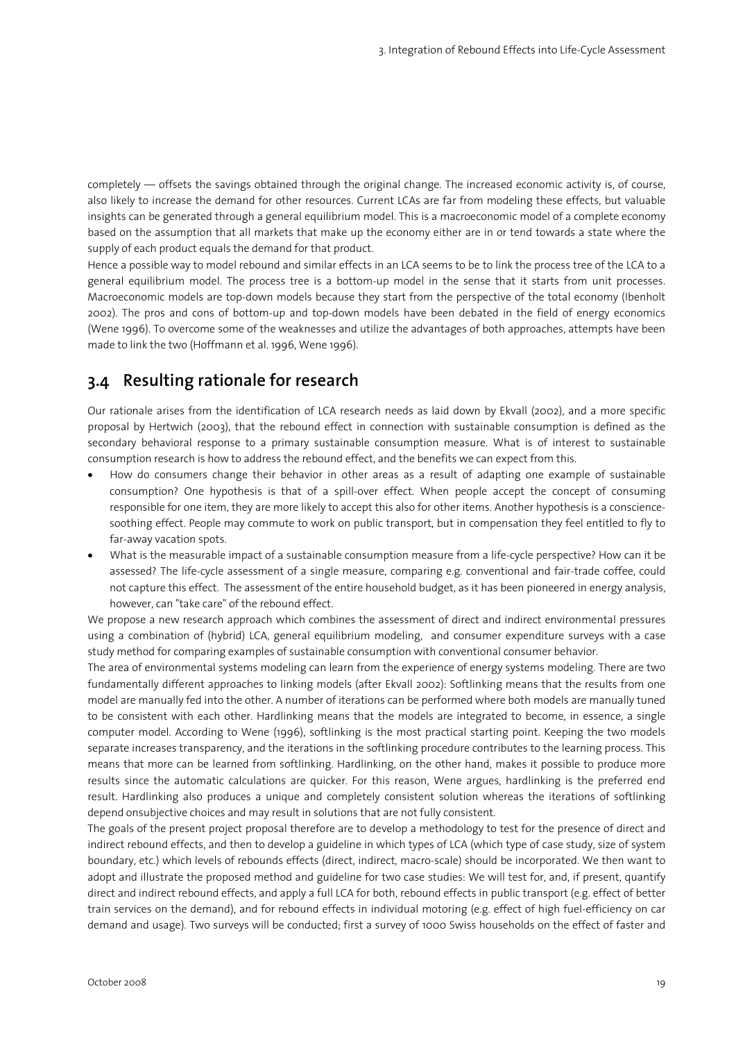completely — offsets the savings obtained through the original change. The increased economic activity is, of course, also likely to increase the demand for other resources. Current LCAs are far from modeling these effects, but valuable insights can be generated through a general equilibrium model. This is a macroeconomic model of a complete economy based on the assumption that all markets that make up the economy either are in or tend towards a state where the supply of each product equals the demand for that product.

Hence a possible way to model rebound and similar effects in an LCA seems to be to link the process tree of the LCA to a general equilibrium model. The process tree is a bottom-up model in the sense that it starts from unit processes. Macroeconomic models are top-down models because they start from the perspective of the total economy (Ibenholt 2002). The pros and cons of bottom-up and top-down models have been debated in the field of energy economics (Wene 1996). To overcome some of the weaknesses and utilize the advantages of both approaches, attempts have been made to link the two (Hoffmann et al. 1996, Wene 1996).

## 3.4 Resulting rationale for research

Our rationale arises from the identification of LCA research needs as laid down by Ekvall (2002), and a more specific proposal by Hertwich (2003), that the rebound effect in connection with sustainable consumption is defined as the secondary behavioral response to a primary sustainable consumption measure. What is of interest to sustainable consumption research is how to address the rebound effect, and the benefits we can expect from this.

- How do consumers change their behavior in other areas as a result of adapting one example of sustainable consumption? One hypothesis is that of a spill-over effect. When people accept the concept of consuming responsible for one item, they are more likely to accept this also for other items. Another hypothesis is a conscience-soothing effect. People may commute to work on public transport, but in compensation they feel entitled to fly to far-away vacation spots.
- What is the measurable impact of a sustainable consumption measure from a life-cycle perspective? How can it be assessed? The life-cycle assessment of a single measure, comparing e.g. conventional and fair-trade coffee, could not capture this effect. The assessment of the entire household budget, as it has been pioneered in energy analysis, however, can "take care" of the rebound effect.

We propose a new research approach which combines the assessment of direct and indirect environmental pressures using a combination of (hybrid) LCA, general equilibrium modeling, and consumer expenditure surveys with a case study method for comparing examples of sustainable consumption with conventional consumer behavior.

The area of environmental systems modeling can learn from the experience of energy systems modeling. There are two fundamentally different approaches to linking models (after Ekvall 2002): Softlinking means that the results from one model are manually fed into the other. A number of iterations can be performed where both models are manually tuned to be consistent with each other. Hardlinking means that the models are integrated to become, in essence, a single computer model. According to Wene (1996), softlinking is the most practical starting point. Keeping the two models separate increases transparency, and the iterations in the softlinking procedure contributes to the learning process. This means that more can be learned from softlinking. Hardlinking, on the other hand, makes it possible to produce more results since the automatic calculations are quicker. For this reason, Wene argues, hardlinking is the preferred end result. Hardlinking also produces a unique and completely consistent solution whereas the iterations of softlinking depend onsubjective choices and may result in solutions that are not fully consistent.

The goals of the present project proposal therefore are to develop a methodology to test for the presence of direct and indirect rebound effects, and then to develop a guideline in which types of LCA (which type of case study, size of system boundary, etc.) which levels of rebounds effects (direct, indirect, macro-scale) should be incorporated. We then want to adopt and illustrate the proposed method and guideline for two case studies: We will test for, and, if present, quantify direct and indirect rebound effects, and apply a full LCA for both, rebound effects in public transport (e.g. effect of better train services on the demand), and for rebound effects in individual motoring (e.g. effect of high fuel-efficiency on car demand and usage). Two surveys will be conducted; first a survey of 1000 Swiss households on the effect of faster and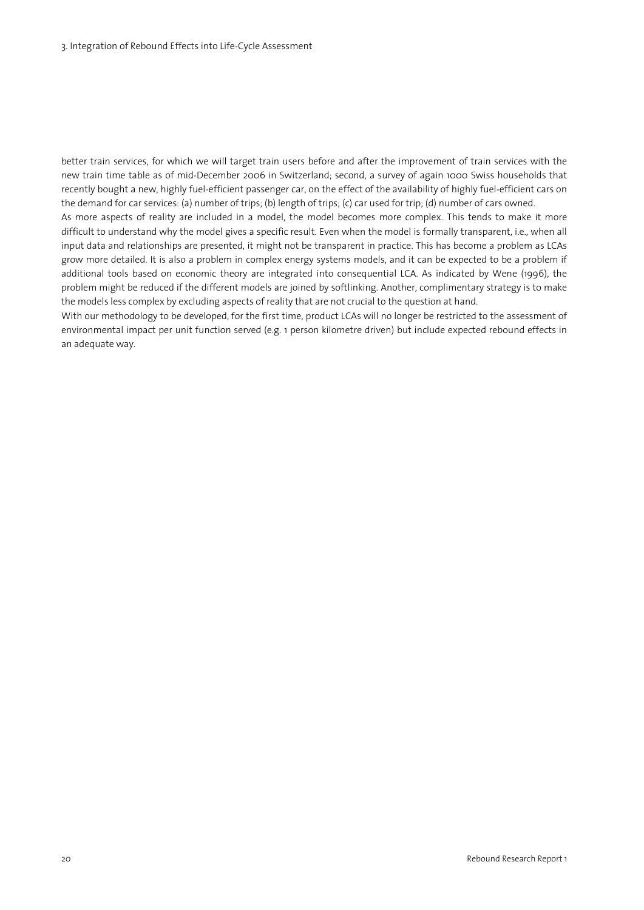better train services, for which we will target train users before and after the improvement of train services with the new train time table as of mid-December 2006 in Switzerland; second, a survey of again 1000 Swiss households that recently bought a new, highly fuel-efficient passenger car, on the effect of the availability of highly fuel-efficient cars on the demand for car services: (a) number of trips; (b) length of trips; (c) car used for trip; (d) number of cars owned.

As more aspects of reality are included in a model, the model becomes more complex. This tends to make it more difficult to understand why the model gives a specific result. Even when the model is formally transparent, i.e., when all input data and relationships are presented, it might not be transparent in practice. This has become a problem as LCAs grow more detailed. It is also a problem in complex energy systems models, and it can be expected to be a problem if additional tools based on economic theory are integrated into consequential LCA. As indicated by Wene (1996), the problem might be reduced if the different models are joined by softlinking. Another, complimentary strategy is to make the models less complex by excluding aspects of reality that are not crucial to the question at hand.

With our methodology to be developed, for the first time, product LCAs will no longer be restricted to the assessment of environmental impact per unit function served (e.g. 1 person kilometre driven) but include expected rebound effects in an adequate way.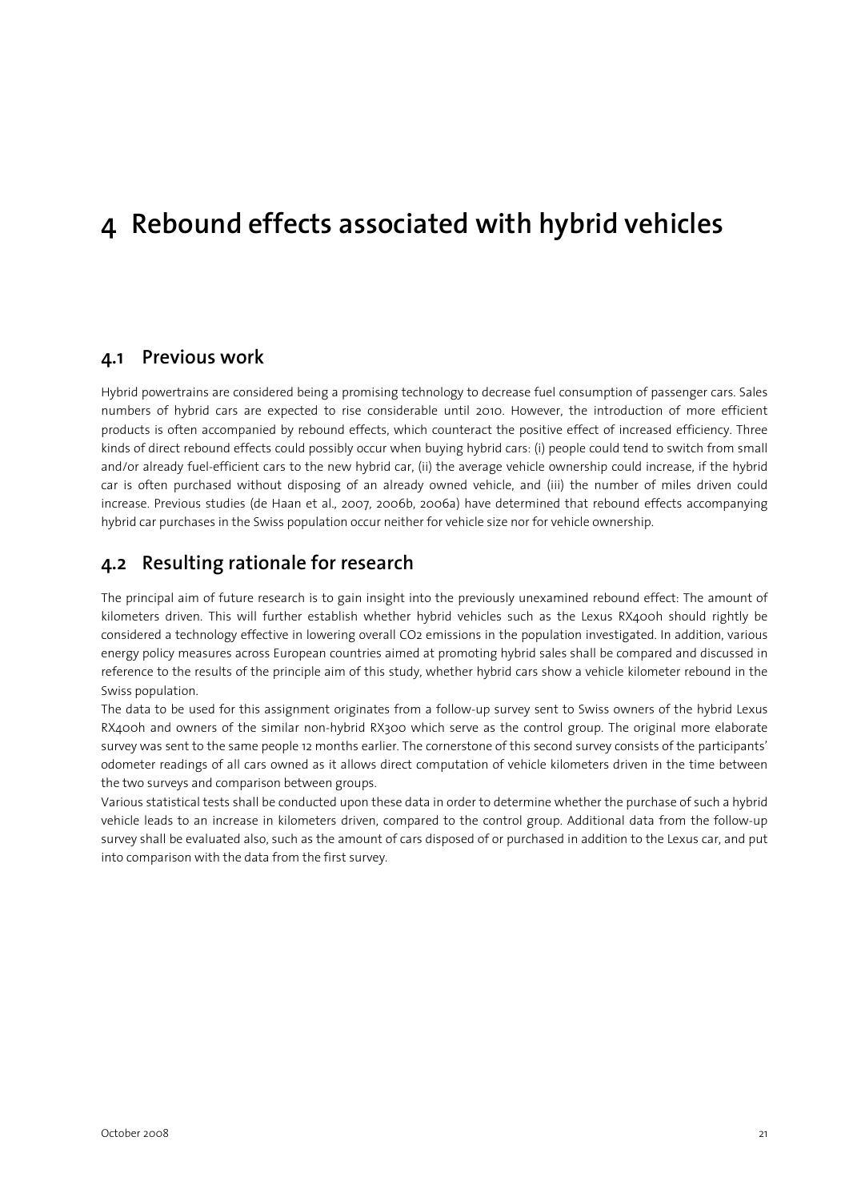# 4 Rebound effects associated with hybrid vehicles

## 4.1 Previous work

Hybrid powertrains are considered being a promising technology to decrease fuel consumption of passenger cars. Sales numbers of hybrid cars are expected to rise considerable until 2010. However, the introduction of more efficient products is often accompanied by rebound effects, which counteract the positive effect of increased efficiency. Three kinds of direct rebound effects could possibly occur when buying hybrid cars: (i) people could tend to switch from small and/or already fuel-efficient cars to the new hybrid car, (ii) the average vehicle ownership could increase, if the hybrid car is often purchased without disposing of an already owned vehicle, and (iii) the number of miles driven could increase. Previous studies (de Haan et al., 2007, 2006b, 2006a) have determined that rebound effects accompanying hybrid car purchases in the Swiss population occur neither for vehicle size nor for vehicle ownership.

## 4.2 Resulting rationale for research

The principal aim of future research is to gain insight into the previously unexamined rebound effect: The amount of kilometers driven. This will further establish whether hybrid vehicles such as the Lexus RX400h should rightly be considered a technology effective in lowering overall $CO_2$ emissions in the population investigated. In addition, various energy policy measures across European countries aimed at promoting hybrid sales shall be compared and discussed in reference to the results of the principle aim of this study, whether hybrid cars show a vehicle kilometer rebound in the Swiss population.

The data to be used for this assignment originates from a follow-up survey sent to Swiss owners of the hybrid Lexus RX400h and owners of the similar non-hybrid RX300 which serve as the control group. The original more elaborate survey was sent to the same people 12 months earlier. The cornerstone of this second survey consists of the participants' odometer readings of all cars owned as it allows direct computation of vehicle kilometers driven in the time between the two surveys and comparison between groups.

Various statistical tests shall be conducted upon these data in order to determine whether the purchase of such a hybrid vehicle leads to an increase in kilometers driven, compared to the control group. Additional data from the follow-up survey shall be evaluated also, such as the amount of cars disposed of or purchased in addition to the Lexus car, and put into comparison with the data from the first survey.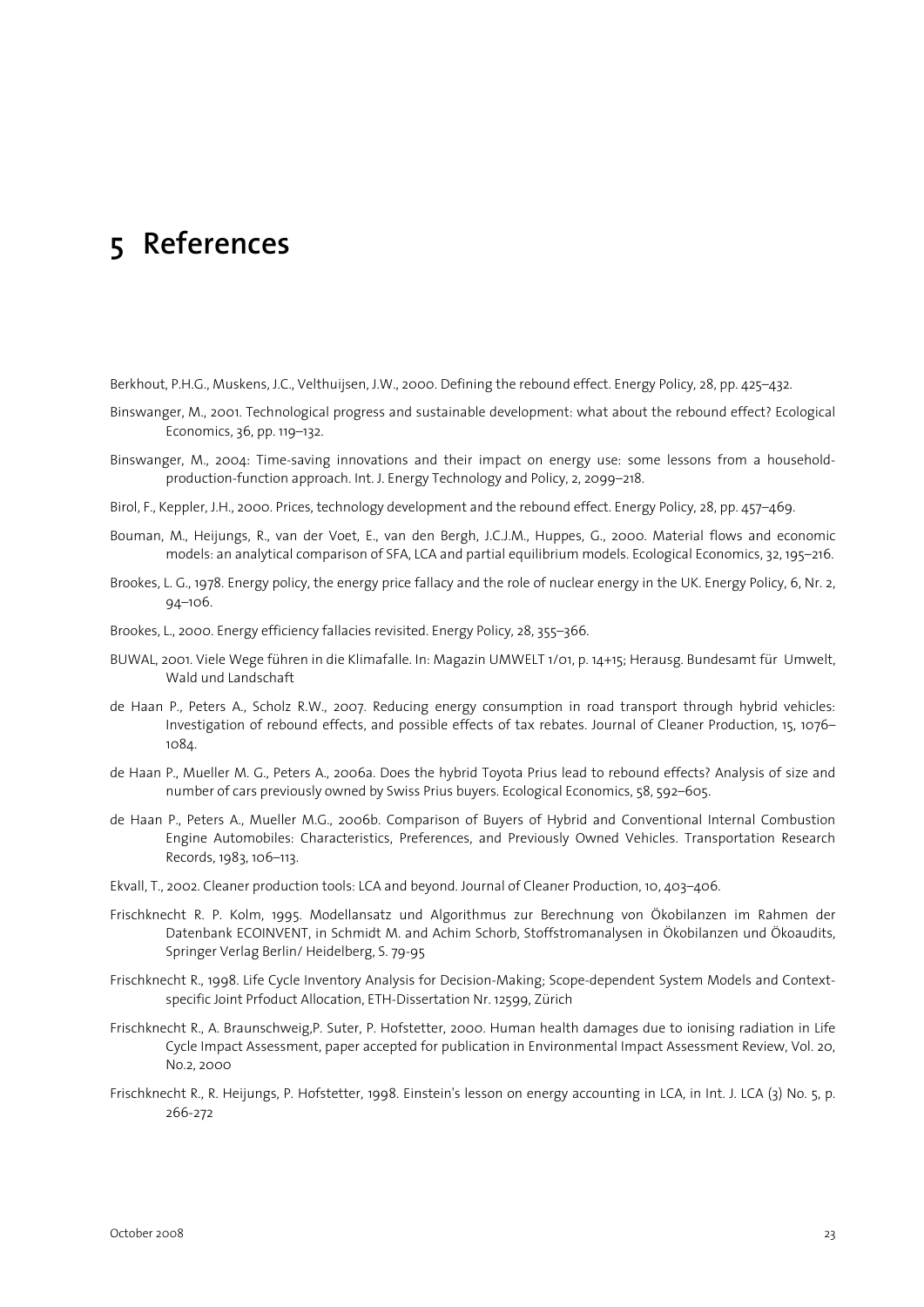# 5 References

Berkhout, P.H.G., Muskens, J.C., Velthuijsen, J.W., 2000. Defining the rebound effect. Energy Policy, 28, pp. 425–432.

Binswanger, M., 2001. Technological progress and sustainable development: what about the rebound effect? Ecological Economics, 36, pp. 119–132.

Binswanger, M., 2004: Time-saving innovations and their impact on energy use: some lessons from a household-production-function approach. Int. J. Energy Technology and Policy, 2, 2099–218.

Birol, F., Keppler, J.H., 2000. Prices, technology development and the rebound effect. Energy Policy, 28, pp. 457–469.

Bouman, M., Heijungs, R., van der Voet, E., van den Bergh, J.C.J.M., Huppes, G., 2000. Material flows and economic models: an analytical comparison of SFA, LCA and partial equilibrium models. Ecological Economics, 32, 195–216.

Brookes, L. G., 1978. Energy policy, the energy price fallacy and the role of nuclear energy in the UK. Energy Policy, 6, Nr. 2, 94–106.

Brookes, L., 2000. Energy efficiency fallacies revisited. Energy Policy, 28, 355–366.

BUWAL, 2001. Viele Wege führen in die Klimafalle. In: Magazin UMWELT 1/01, p. 14+15; Herausg. Bundesamt für Umwelt, Wald und Landschaft

de Haan P., Peters A., Scholz R.W., 2007. Reducing energy consumption in road transport through hybrid vehicles: Investigation of rebound effects, and possible effects of tax rebates. Journal of Cleaner Production, 15, 1076–1084.

de Haan P., Mueller M. G., Peters A., 2006a. Does the hybrid Toyota Prius lead to rebound effects? Analysis of size and number of cars previously owned by Swiss Prius buyers. Ecological Economics, 58, 592–605.

de Haan P., Peters A., Mueller M.G., 2006b. Comparison of Buyers of Hybrid and Conventional Internal Combustion Engine Automobiles: Characteristics, Preferences, and Previously Owned Vehicles. Transportation Research Records, 1983, 106–113.

Ekvall, T., 2002. Cleaner production tools: LCA and beyond. Journal of Cleaner Production, 10, 403–406.

Frischknecht R. P. Kolm, 1995. Modellansatz und Algorithmus zur Berechnung von Ökobilanzen im Rahmen der Datenbank ECOINVENT, in Schmidt M. and Achim Schorb, Stoffstromanalysen in Ökobilanzen und Ökoaudits, Springer Verlag Berlin/ Heidelberg, S. 79-95

Frischknecht R., 1998. Life Cycle Inventory Analysis for Decision-Making; Scope-dependent System Models and Context-specific Joint Prfoduct Allocation, ETH-Dissertation Nr. 12599, Zürich

Frischknecht R., A. Braunschweig,P. Suter, P. Hofstetter, 2000. Human health damages due to ionising radiation in Life Cycle Impact Assessment, paper accepted for publication in Environmental Impact Assessment Review, Vol. 20, No.2, 2000

Frischknecht R., R. Heijungs, P. Hofstetter, 1998. Einstein's lesson on energy accounting in LCA, in Int. J. LCA (3) No. 5, p. 266-272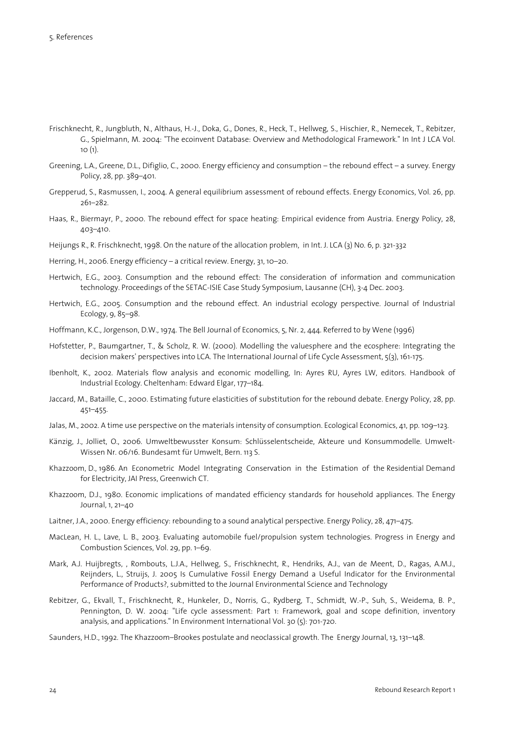Frischknecht, R., Jungbluth, N., Althaus, H.-J., Doka, G., Dones, R., Heck, T., Hellweg, S., Hischier, R., Nemecek, T., Rebitzer, G., Spielmann, M. 2004: "The ecoinvent Database: Overview and Methodological Framework." In Int J LCA Vol. 10 (1).

Greening, L.A., Greene, D.L., Difiglio, C., 2000. Energy efficiency and consumption – the rebound effect – a survey. Energy Policy, 28, pp. 389–401.

Grepperud, S., Rasmussen, I., 2004. A general equilibrium assessment of rebound effects. Energy Economics, Vol. 26, pp. 261–282.

Haas, R., Biermayr, P., 2000. The rebound effect for space heating: Empirical evidence from Austria. Energy Policy, 28, 403–410.

Heijungs R., R. Frischknecht, 1998. On the nature of the allocation problem, in Int. J. LCA (3) No. 6, p. 321-332

Herring, H., 2006. Energy efficiency – a critical review. Energy, 31, 10–20.

Hertwich, E.G., 2003. Consumption and the rebound effect: The consideration of information and communication technology. Proceedings of the SETAC-ISIE Case Study Symposium, Lausanne (CH), 3-4 Dec. 2003.

Hertwich, E.G., 2005. Consumption and the rebound effect. An industrial ecology perspective. Journal of Industrial Ecology, 9, 85–98.

Hoffmann, K.C., Jorgenson, D.W., 1974. The Bell Journal of Economics, 5, Nr. 2, 444. Referred to by Wene (1996)

Hofstetter, P., Baumgartner, T., & Scholz, R. W. (2000). Modelling the valuesphere and the ecosphere: Integrating the decision makers' perspectives into LCA. The International Journal of Life Cycle Assessment, 5(3), 161-175.

Ibenholt, K., 2002. Materials flow analysis and economic modelling, In: Ayres RU, Ayres LW, editors. Handbook of Industrial Ecology. Cheltenham: Edward Elgar, 177–184.

Jaccard, M., Bataille, C., 2000. Estimating future elasticities of substitution for the rebound debate. Energy Policy, 28, pp. 451–455.

Jalas, M., 2002. A time use perspective on the materials intensity of consumption. Ecological Economics, 41, pp. 109–123.

Känzig, J., Jolliet, O., 2006. Umweltbewusster Konsum: Schlüsselentscheide, Akteure und Konsummodelle. Umwelt-Wissen Nr. 06/16. Bundesamt für Umwelt, Bern. 113 S.

Khazzoom, D., 1986. An Econometric Model Integrating Conservation in the Estimation of the Residential Demand for Electricity, JAI Press, Greenwich CT.

Khazzoom, D.J., 1980. Economic implications of mandated efficiency standards for household appliances. The Energy Journal, 1, 21–40

Laitner, J.A., 2000. Energy efficiency: rebounding to a sound analytical perspective. Energy Policy, 28, 471–475.

MacLean, H. L., Lave, L. B., 2003. Evaluating automobile fuel/propulsion system technologies. Progress in Energy and Combustion Sciences, Vol. 29, pp. 1–69.

Mark, A.J. Huijbregts, , Rombouts, L.J.A., Hellweg, S., Frischknecht, R., Hendriks, A.J., van de Meent, D., Ragas, A.M.J., Reijnders, L., Struijs, J. 2005 Is Cumulative Fossil Energy Demand a Useful Indicator for the Environmental Performance of Products?, submitted to the Journal Environmental Science and Technology

Rebitzer, G., Ekvall, T., Frischknecht, R., Hunkeler, D., Norris, G., Rydberg, T., Schmidt, W.-P., Suh, S., Weidema, B. P., Pennington, D. W. 2004: "Life cycle assessment: Part 1: Framework, goal and scope definition, inventory analysis, and applications." In Environment International Vol. 30 (5): 701-720.

Saunders, H.D., 1992. The Khazzoom–Brookes postulate and neoclassical growth. The Energy Journal, 13, 131–148.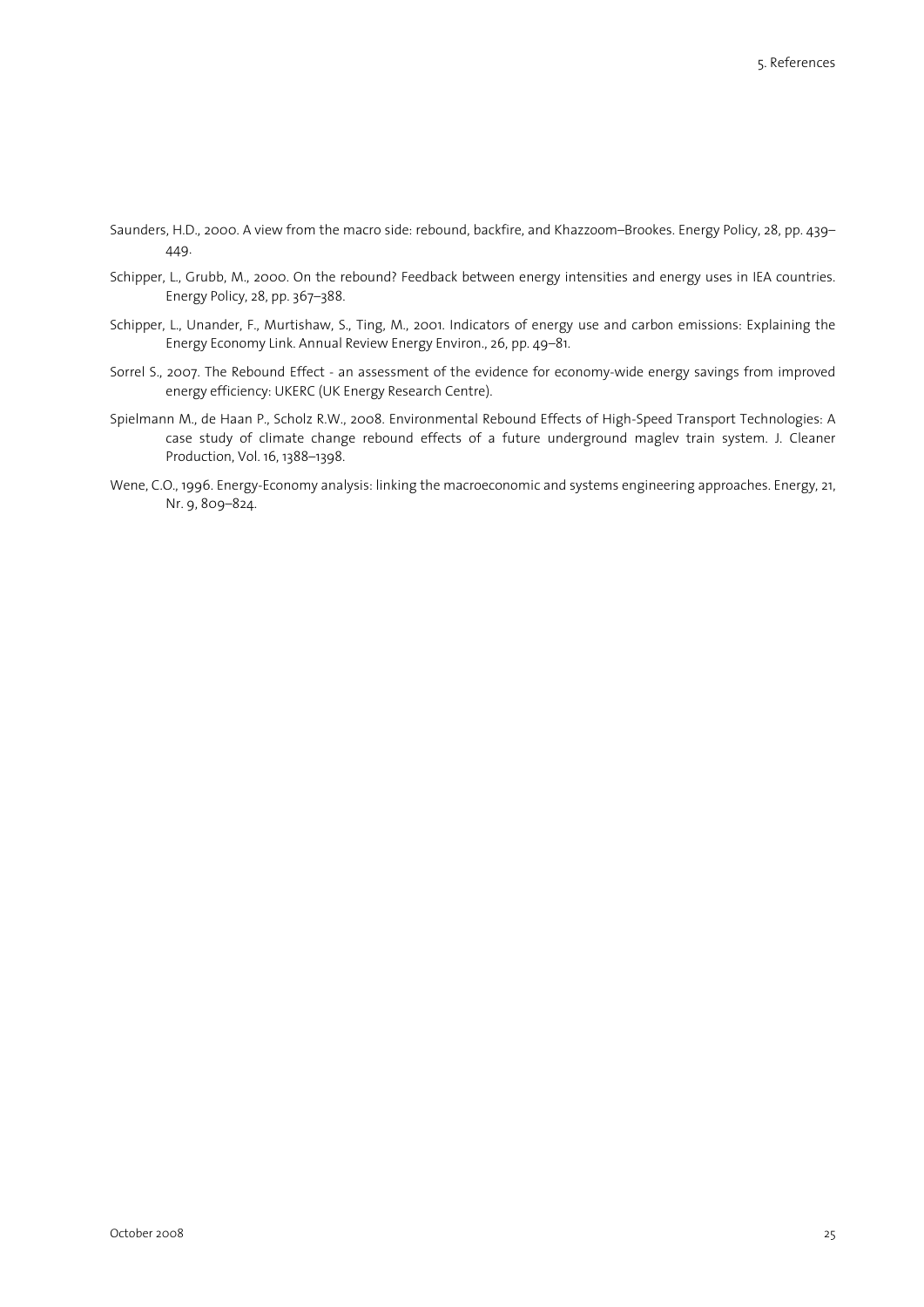Saunders, H.D., 2000. A view from the macro side: rebound, backfire, and Khazzoom–Brookes. Energy Policy, 28, pp. 439–449.

Schipper, L., Grubb, M., 2000. On the rebound? Feedback between energy intensities and energy uses in IEA countries. Energy Policy, 28, pp. 367–388.

Schipper, L., Unander, F., Murtishaw, S., Ting, M., 2001. Indicators of energy use and carbon emissions: Explaining the Energy Economy Link. Annual Review Energy Environ., 26, pp. 49–81.

Sorrel S., 2007. The Rebound Effect - an assessment of the evidence for economy-wide energy savings from improved energy efficiency: UKERC (UK Energy Research Centre).

Spielmann M., de Haan P., Scholz R.W., 2008. Environmental Rebound Effects of High-Speed Transport Technologies: A case study of climate change rebound effects of a future underground maglev train system. J. Cleaner Production, Vol. 16, 1388–1398.

Wene, C.O., 1996. Energy-Economy analysis: linking the macroeconomic and systems engineering approaches. Energy, 21, Nr. 9, 809–824.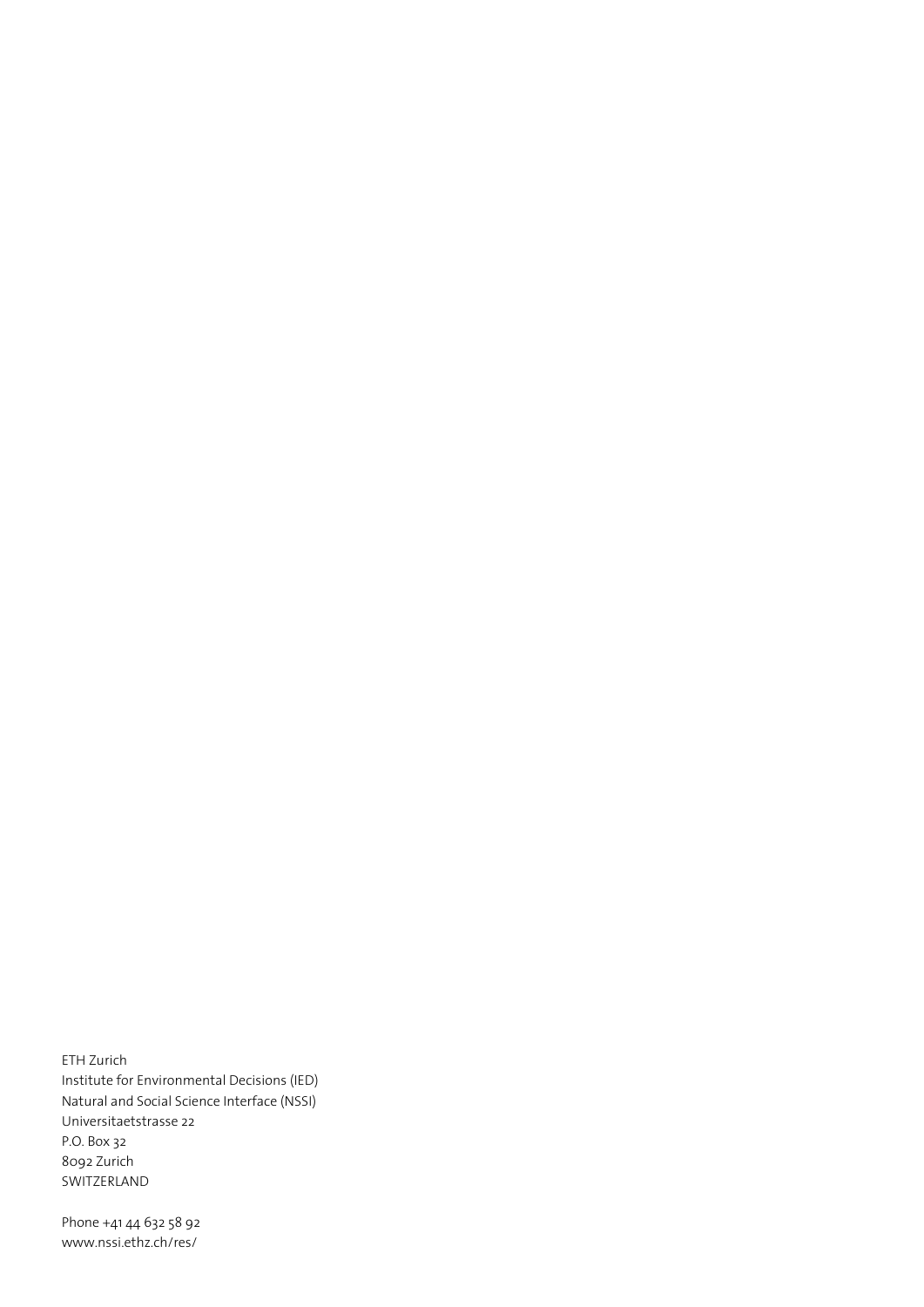ETH Zurich
Institute for Environmental Decisions (IED)
Natural and Social Science Interface (NSSI)
Universitaetstrasse 22
P.O. Box 32
8092 Zurich
SWITZERLAND

Phone +41 44 632 58 92
www.nssi.ethz.ch/res/